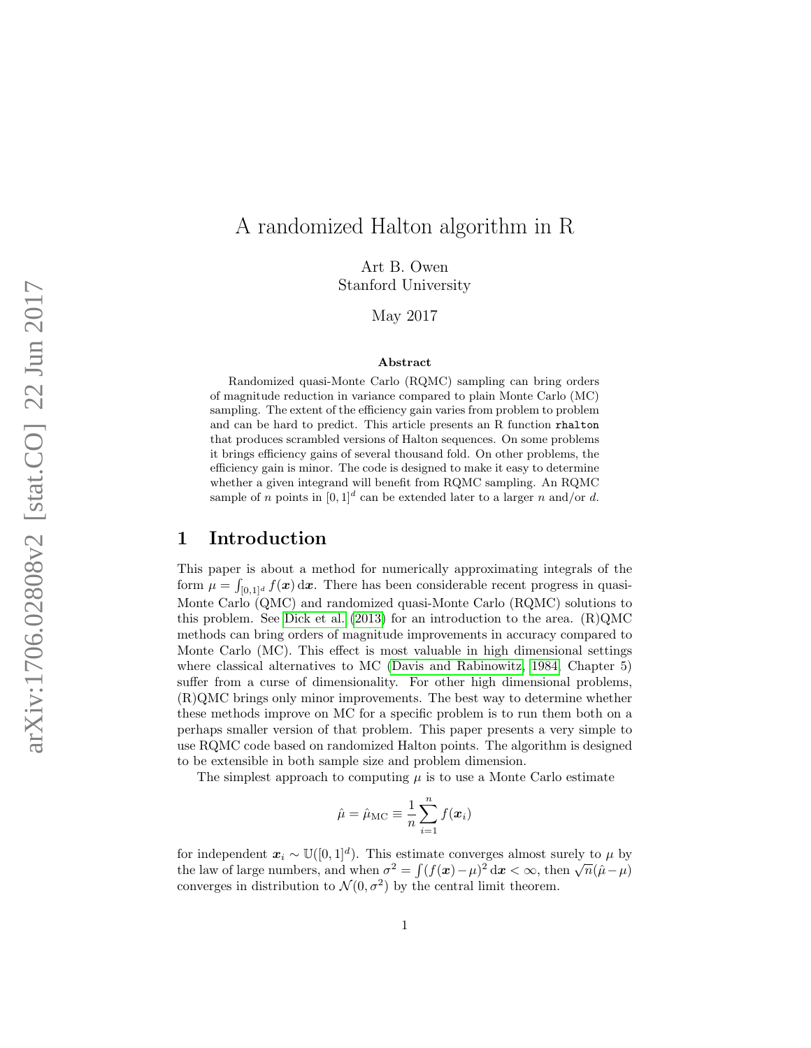# A randomized Halton algorithm in R

Art B. Owen
Stanford University

May 2017

### Abstract

Randomized quasi-Monte Carlo (RQMC) sampling can bring orders of magnitude reduction in variance compared to plain Monte Carlo (MC) sampling. The extent of the efficiency gain varies from problem to problem and can be hard to predict. This article presents an R function `rhalton` that produces scrambled versions of Halton sequences. On some problems it brings efficiency gains of several thousand fold. On other problems, the efficiency gain is minor. The code is designed to make it easy to determine whether a given integrand will benefit from RQMC sampling. An RQMC sample of $n$ points in $[0,1]^d$ can be extended later to a larger $n$ and/or $d$.

## 1 Introduction

This paper is about a method for numerically approximating integrals of the form $\mu = \int_{[0,1]^d} f(\boldsymbol{x})\,\mathrm{d}\boldsymbol{x}$. There has been considerable recent progress in quasi-Monte Carlo (QMC) and randomized quasi-Monte Carlo (RQMC) solutions to this problem. See Dick et al. (2013) for an introduction to the area. (R)QMC methods can bring orders of magnitude improvements in accuracy compared to Monte Carlo (MC). This effect is most valuable in high dimensional settings where classical alternatives to MC (Davis and Rabinowitz, 1984, Chapter 5) suffer from a curse of dimensionality. For other high dimensional problems, (R)QMC brings only minor improvements. The best way to determine whether these methods improve on MC for a specific problem is to run them both on a perhaps smaller version of that problem. This paper presents a very simple to use RQMC code based on randomized Halton points. The algorithm is designed to be extensible in both sample size and problem dimension.

The simplest approach to computing $\mu$ is to use a Monte Carlo estimate

$$\hat{\mu} = \hat{\mu}_{\mathrm{MC}} \equiv \frac{1}{n}\sum_{i=1}^{n} f(\boldsymbol{x}_i)$$

for independent $\boldsymbol{x}_i \sim \mathbb{U}([0,1]^d)$. This estimate converges almost surely to $\mu$ by the law of large numbers, and when $\sigma^2 = \int (f(\boldsymbol{x})-\mu)^2\,\mathrm{d}\boldsymbol{x} < \infty$, then $\sqrt{n}(\hat{\mu}-\mu)$ converges in distribution to $\mathcal{N}(0,\sigma^2)$ by the central limit theorem.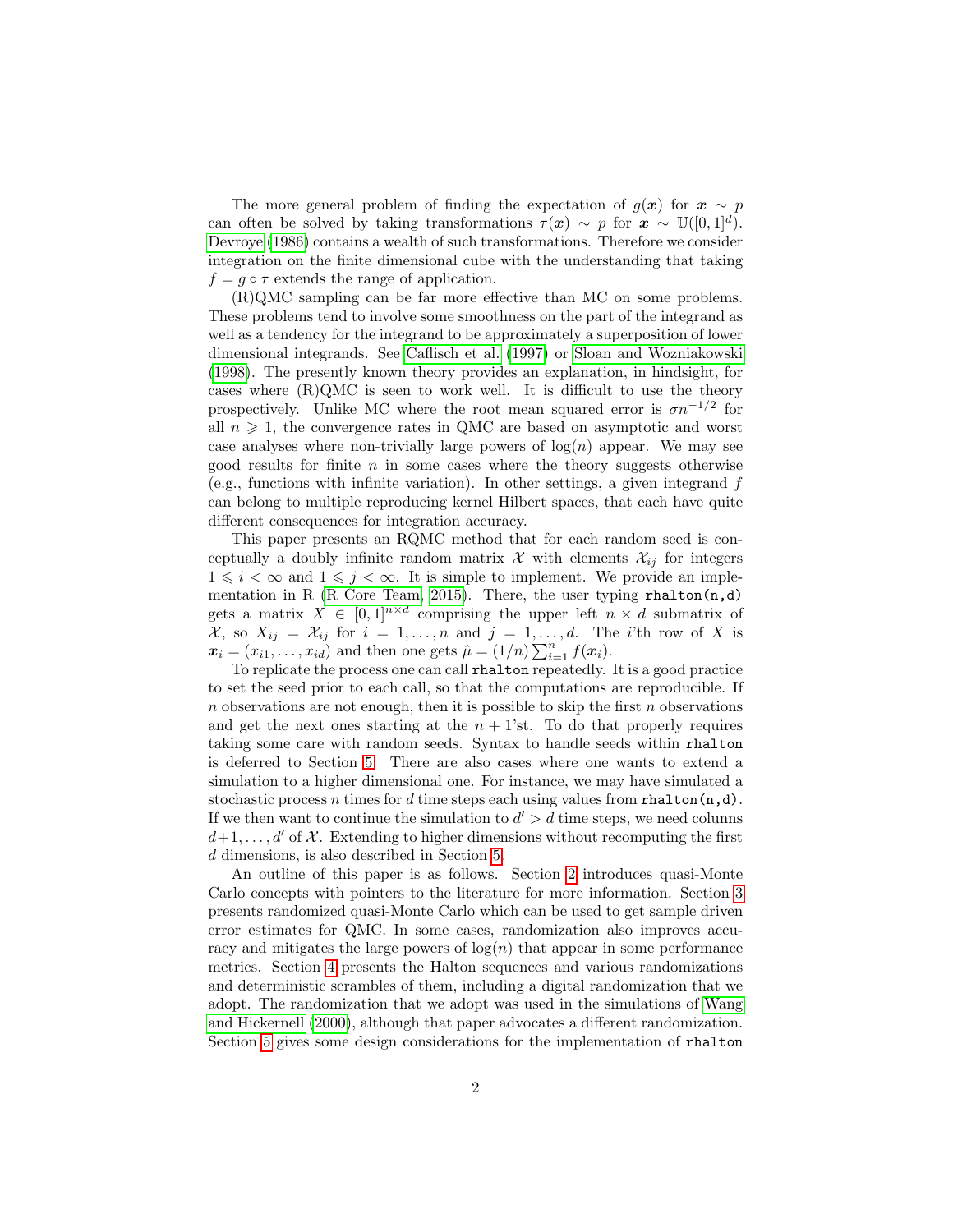The more general problem of finding the expectation of $g(\boldsymbol{x})$ for $\boldsymbol{x} \sim p$ can often be solved by taking transformations $\tau(\boldsymbol{x}) \sim p$ for $\boldsymbol{x} \sim \mathbb{U}([0,1]^d)$. Devroye (1986) contains a wealth of such transformations. Therefore we consider integration on the finite dimensional cube with the understanding that taking $f = g \circ \tau$ extends the range of application.

(R)QMC sampling can be far more effective than MC on some problems. These problems tend to involve some smoothness on the part of the integrand as well as a tendency for the integrand to be approximately a superposition of lower dimensional integrands. See Caflisch et al. (1997) or Sloan and Wozniakowski (1998). The presently known theory provides an explanation, in hindsight, for cases where (R)QMC is seen to work well. It is difficult to use the theory prospectively. Unlike MC where the root mean squared error is $\sigma n^{-1/2}$ for all $n \geqslant 1$, the convergence rates in QMC are based on asymptotic and worst case analyses where non-trivially large powers of $\log(n)$ appear. We may see good results for finite $n$ in some cases where the theory suggests otherwise (e.g., functions with infinite variation). In other settings, a given integrand $f$ can belong to multiple reproducing kernel Hilbert spaces, that each have quite different consequences for integration accuracy.

This paper presents an RQMC method that for each random seed is conceptually a doubly infinite random matrix $\mathcal{X}$ with elements $\mathcal{X}_{ij}$ for integers $1 \leqslant i < \infty$ and $1 \leqslant j < \infty$. It is simple to implement. We provide an implementation in R (R Core Team, 2015). There, the user typing `rhalton(n,d)` gets a matrix $X \in [0,1]^{n\times d}$ comprising the upper left $n \times d$ submatrix of $\mathcal{X}$, so $X_{ij} = \mathcal{X}_{ij}$ for $i = 1,\dots,n$ and $j = 1,\dots,d$. The $i$'th row of $X$ is $\boldsymbol{x}_i = (x_{i1},\dots,x_{id})$ and then one gets $\hat{\mu} = (1/n)\sum_{i=1}^n f(\boldsymbol{x}_i)$.

To replicate the process one can call `rhalton` repeatedly. It is a good practice to set the seed prior to each call, so that the computations are reproducible. If $n$ observations are not enough, then it is possible to skip the first $n$ observations and get the next ones starting at the $n+1$'st. To do that properly requires taking some care with random seeds. Syntax to handle seeds within `rhalton` is deferred to Section 5. There are also cases where one wants to extend a simulation to a higher dimensional one. For instance, we may have simulated a stochastic process $n$ times for $d$ time steps each using values from `rhalton(n,d)`. If we then want to continue the simulation to $d' > d$ time steps, we need columns $d+1,\dots,d'$ of $\mathcal{X}$. Extending to higher dimensions without recomputing the first $d$ dimensions, is also described in Section 5.

An outline of this paper is as follows. Section 2 introduces quasi-Monte Carlo concepts with pointers to the literature for more information. Section 3 presents randomized quasi-Monte Carlo which can be used to get sample driven error estimates for QMC. In some cases, randomization also improves accuracy and mitigates the large powers of $\log(n)$ that appear in some performance metrics. Section 4 presents the Halton sequences and various randomizations and deterministic scrambles of them, including a digital randomization that we adopt. The randomization that we adopt was used in the simulations of Wang and Hickernell (2000), although that paper advocates a different randomization. Section 5 gives some design considerations for the implementation of `rhalton`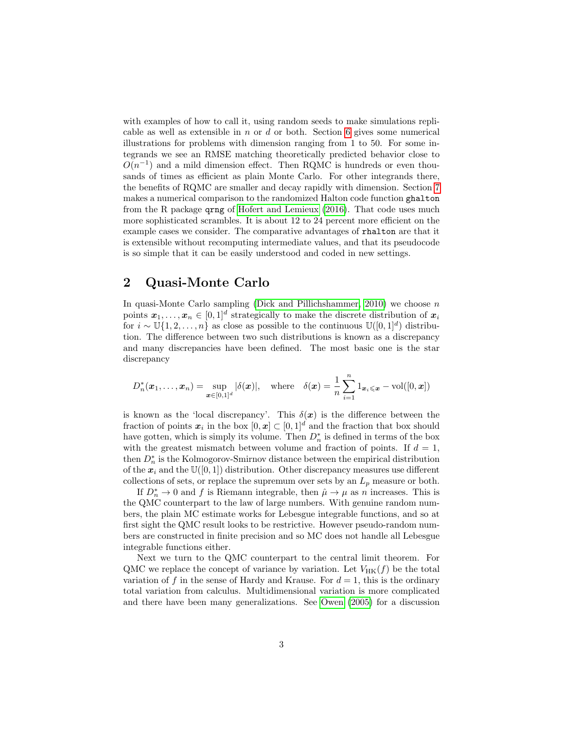with examples of how to call it, using random seeds to make simulations replicable as well as extensible in $n$ or $d$ or both. Section 6 gives some numerical illustrations for problems with dimension ranging from 1 to 50. For some integrands we see an RMSE matching theoretically predicted behavior close to $O(n^{-1})$ and a mild dimension effect. Then RQMC is hundreds or even thousands of times as efficient as plain Monte Carlo. For other integrands there, the benefits of RQMC are smaller and decay rapidly with dimension. Section 7 makes a numerical comparison to the randomized Halton code function `ghalton` from the R package `qrng` of Hofert and Lemieux (2016). That code uses much more sophisticated scrambles. It is about 12 to 24 percent more efficient on the example cases we consider. The comparative advantages of `rhalton` are that it is extensible without recomputing intermediate values, and that its pseudocode is so simple that it can be easily understood and coded in new settings.

## 2 Quasi-Monte Carlo

In quasi-Monte Carlo sampling (Dick and Pillichshammer, 2010) we choose $n$ points $\boldsymbol{x}_1, \dots, \boldsymbol{x}_n \in [0,1]^d$ strategically to make the discrete distribution of $\boldsymbol{x}_i$ for $i \sim \mathbb{U}\{1, 2, \dots, n\}$ as close as possible to the continuous $\mathbb{U}([0,1]^d)$ distribution. The difference between two such distributions is known as a discrepancy and many discrepancies have been defined. The most basic one is the star discrepancy

$$D_n^*(\boldsymbol{x}_1, \dots, \boldsymbol{x}_n) = \sup_{\boldsymbol{x} \in [0,1]^d} |\delta(\boldsymbol{x})|, \quad \text{where} \quad \delta(\boldsymbol{x}) = \frac{1}{n} \sum_{i=1}^{n} 1_{\boldsymbol{x}_i \leqslant \boldsymbol{x}} - \mathrm{vol}([0, \boldsymbol{x}])$$

is known as the 'local discrepancy'. This $\delta(\boldsymbol{x})$ is the difference between the fraction of points $\boldsymbol{x}_i$ in the box $[0, \boldsymbol{x}] \subset [0,1]^d$ and the fraction that box should have gotten, which is simply its volume. Then $D_n^*$ is defined in terms of the box with the greatest mismatch between volume and fraction of points. If $d = 1$, then $D_n^*$ is the Kolmogorov-Smirnov distance between the empirical distribution of the $\boldsymbol{x}_i$ and the $\mathbb{U}([0,1])$ distribution. Other discrepancy measures use different collections of sets, or replace the supremum over sets by an $L_p$ measure or both.

If $D_n^* \to 0$ and $f$ is Riemann integrable, then $\hat{\mu} \to \mu$ as $n$ increases. This is the QMC counterpart to the law of large numbers. With genuine random numbers, the plain MC estimate works for Lebesgue integrable functions, and so at first sight the QMC result looks to be restrictive. However pseudo-random numbers are constructed in finite precision and so MC does not handle all Lebesgue integrable functions either.

Next we turn to the QMC counterpart to the central limit theorem. For QMC we replace the concept of variance by variation. Let $V_{\mathrm{HK}}(f)$ be the total variation of $f$ in the sense of Hardy and Krause. For $d = 1$, this is the ordinary total variation from calculus. Multidimensional variation is more complicated and there have been many generalizations. See Owen (2005) for a discussion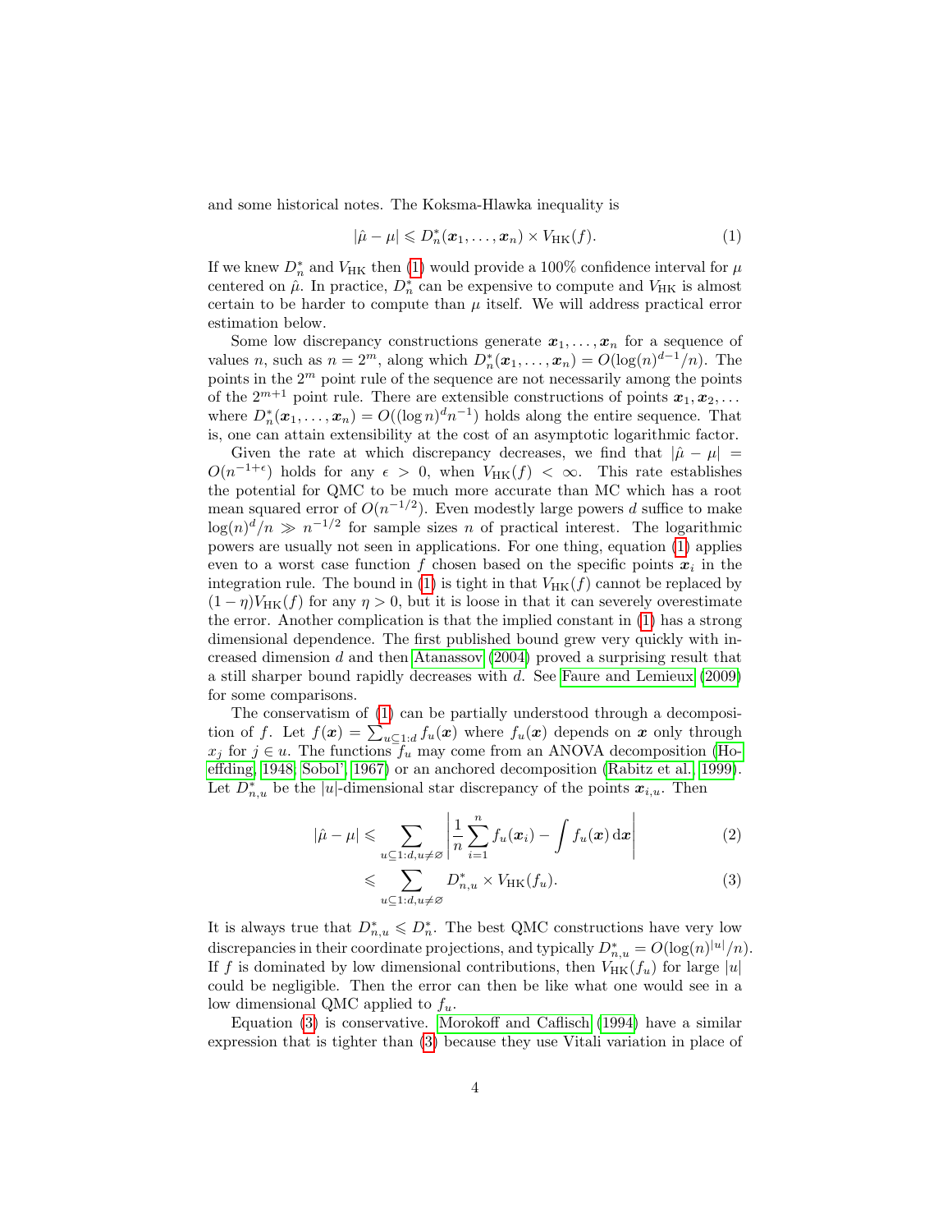and some historical notes. The Koksma-Hlawka inequality is

$$|\hat{\mu} - \mu| \leqslant D_n^*(\boldsymbol{x}_1, \ldots, \boldsymbol{x}_n) \times V_{\mathrm{HK}}(f). \tag{1}$$

If we knew $D_n^*$ and $V_{\mathrm{HK}}$ then (1) would provide a 100% confidence interval for $\mu$ centered on $\hat{\mu}$. In practice, $D_n^*$ can be expensive to compute and $V_{\mathrm{HK}}$ is almost certain to be harder to compute than $\mu$ itself. We will address practical error estimation below.

Some low discrepancy constructions generate $\boldsymbol{x}_1, \ldots, \boldsymbol{x}_n$ for a sequence of values $n$, such as $n = 2^m$, along which $D_n^*(\boldsymbol{x}_1, \ldots, \boldsymbol{x}_n) = O(\log(n)^{d-1}/n)$. The points in the $2^m$ point rule of the sequence are not necessarily among the points of the $2^{m+1}$ point rule. There are extensible constructions of points $\boldsymbol{x}_1, \boldsymbol{x}_2, \ldots$ where $D_n^*(\boldsymbol{x}_1, \ldots, \boldsymbol{x}_n) = O((\log n)^d n^{-1})$ holds along the entire sequence. That is, one can attain extensibility at the cost of an asymptotic logarithmic factor.

Given the rate at which discrepancy decreases, we find that $|\hat{\mu} - \mu| = O(n^{-1+\epsilon})$ holds for any $\epsilon > 0$, when $V_{\mathrm{HK}}(f) < \infty$. This rate establishes the potential for QMC to be much more accurate than MC which has a root mean squared error of $O(n^{-1/2})$. Even modestly large powers $d$ suffice to make $\log(n)^d/n \gg n^{-1/2}$ for sample sizes $n$ of practical interest. The logarithmic powers are usually not seen in applications. For one thing, equation (1) applies even to a worst case function $f$ chosen based on the specific points $\boldsymbol{x}_i$ in the integration rule. The bound in (1) is tight in that $V_{\mathrm{HK}}(f)$ cannot be replaced by $(1-\eta)V_{\mathrm{HK}}(f)$ for any $\eta > 0$, but it is loose in that it can severely overestimate the error. Another complication is that the implied constant in (1) has a strong dimensional dependence. The first published bound grew very quickly with increased dimension $d$ and then Atanassov (2004) proved a surprising result that a still sharper bound rapidly decreases with $d$. See Faure and Lemieux (2009) for some comparisons.

The conservatism of (1) can be partially understood through a decomposition of $f$. Let $f(\boldsymbol{x}) = \sum_{u \subseteq 1:d} f_u(\boldsymbol{x})$ where $f_u(\boldsymbol{x})$ depends on $\boldsymbol{x}$ only through $x_j$ for $j \in u$. The functions $f_u$ may come from an ANOVA decomposition (Hoeffding, 1948; Sobol', 1967) or an anchored decomposition (Rabitz et al., 1999). Let $D_{n,u}^*$ be the $|u|$-dimensional star discrepancy of the points $\boldsymbol{x}_{i,u}$. Then

$$|\hat{\mu} - \mu| \leqslant \sum_{u \subseteq 1:d, u \neq \varnothing} \left| \frac{1}{n} \sum_{i=1}^n f_u(\boldsymbol{x}_i) - \int f_u(\boldsymbol{x}) \,\mathrm{d}\boldsymbol{x} \right| \tag{2}$$

$$\leqslant \sum_{u \subseteq 1:d, u \neq \varnothing} D_{n,u}^* \times V_{\mathrm{HK}}(f_u). \tag{3}$$

It is always true that $D_{n,u}^* \leqslant D_n^*$. The best QMC constructions have very low discrepancies in their coordinate projections, and typically $D_{n,u}^* = O(\log(n)^{|u|}/n)$. If $f$ is dominated by low dimensional contributions, then $V_{\mathrm{HK}}(f_u)$ for large $|u|$ could be negligible. Then the error can then be like what one would see in a low dimensional QMC applied to $f_u$.

Equation (3) is conservative. Morokoff and Caflisch (1994) have a similar expression that is tighter than (3) because they use Vitali variation in place of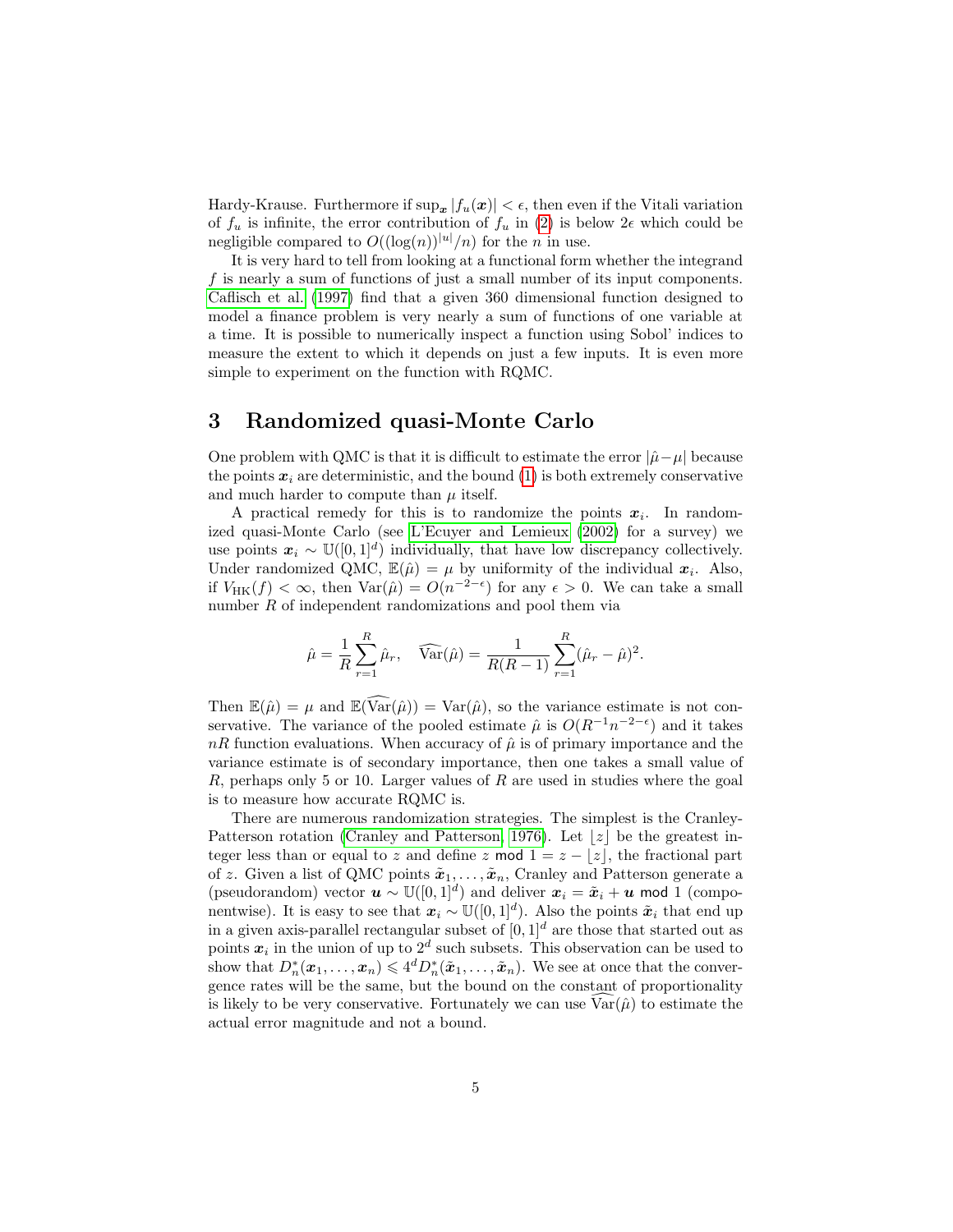Hardy-Krause. Furthermore if $\sup_{\boldsymbol{x}} |f_u(\boldsymbol{x})| < \epsilon$, then even if the Vitali variation of $f_u$ is infinite, the error contribution of $f_u$ in (2) is below $2\epsilon$ which could be negligible compared to $O((\log(n))^{|u|}/n)$ for the $n$ in use.

It is very hard to tell from looking at a functional form whether the integrand $f$ is nearly a sum of functions of just a small number of its input components. Caflisch et al. (1997) find that a given 360 dimensional function designed to model a finance problem is very nearly a sum of functions of one variable at a time. It is possible to numerically inspect a function using Sobol' indices to measure the extent to which it depends on just a few inputs. It is even more simple to experiment on the function with RQMC.

## 3 Randomized quasi-Monte Carlo

One problem with QMC is that it is difficult to estimate the error $|\hat{\mu}-\mu|$ because the points $\boldsymbol{x}_i$ are deterministic, and the bound (1) is both extremely conservative and much harder to compute than $\mu$ itself.

A practical remedy for this is to randomize the points $\boldsymbol{x}_i$. In randomized quasi-Monte Carlo (see L'Ecuyer and Lemieux (2002) for a survey) we use points $\boldsymbol{x}_i \sim \mathbb{U}([0,1]^d)$ individually, that have low discrepancy collectively. Under randomized QMC, $\mathbb{E}(\hat{\mu}) = \mu$ by uniformity of the individual $\boldsymbol{x}_i$. Also, if $V_{\mathrm{HK}}(f) < \infty$, then $\mathrm{Var}(\hat{\mu}) = O(n^{-2-\epsilon})$ for any $\epsilon > 0$. We can take a small number $R$ of independent randomizations and pool them via

$$\hat{\mu} = \frac{1}{R}\sum_{r=1}^{R} \hat{\mu}_r, \quad \widehat{\mathrm{Var}}(\hat{\mu}) = \frac{1}{R(R-1)}\sum_{r=1}^{R}(\hat{\mu}_r - \hat{\mu})^2.$$

Then $\mathbb{E}(\hat{\mu}) = \mu$ and $\mathbb{E}(\widehat{\mathrm{Var}}(\hat{\mu})) = \mathrm{Var}(\hat{\mu})$, so the variance estimate is not conservative. The variance of the pooled estimate $\hat{\mu}$ is $O(R^{-1}n^{-2-\epsilon})$ and it takes $nR$ function evaluations. When accuracy of $\hat{\mu}$ is of primary importance and the variance estimate is of secondary importance, then one takes a small value of $R$, perhaps only 5 or 10. Larger values of $R$ are used in studies where the goal is to measure how accurate RQMC is.

There are numerous randomization strategies. The simplest is the Cranley-Patterson rotation (Cranley and Patterson, 1976). Let $\lfloor z \rfloor$ be the greatest integer less than or equal to $z$ and define $z \bmod 1 = z - \lfloor z \rfloor$, the fractional part of $z$. Given a list of QMC points $\tilde{\boldsymbol{x}}_1, \dots, \tilde{\boldsymbol{x}}_n$, Cranley and Patterson generate a (pseudorandom) vector $\boldsymbol{u} \sim \mathbb{U}([0,1]^d)$ and deliver $\boldsymbol{x}_i = \tilde{\boldsymbol{x}}_i + \boldsymbol{u} \bmod 1$ (componentwise). It is easy to see that $\boldsymbol{x}_i \sim \mathbb{U}([0,1]^d)$. Also the points $\tilde{\boldsymbol{x}}_i$ that end up in a given axis-parallel rectangular subset of $[0,1]^d$ are those that started out as points $\boldsymbol{x}_i$ in the union of up to $2^d$ such subsets. This observation can be used to show that $D_n^*(\boldsymbol{x}_1, \dots, \boldsymbol{x}_n) \leqslant 4^d D_n^*(\tilde{\boldsymbol{x}}_1, \dots, \tilde{\boldsymbol{x}}_n)$. We see at once that the convergence rates will be the same, but the bound on the constant of proportionality is likely to be very conservative. Fortunately we can use $\widehat{\mathrm{Var}}(\hat{\mu})$ to estimate the actual error magnitude and not a bound.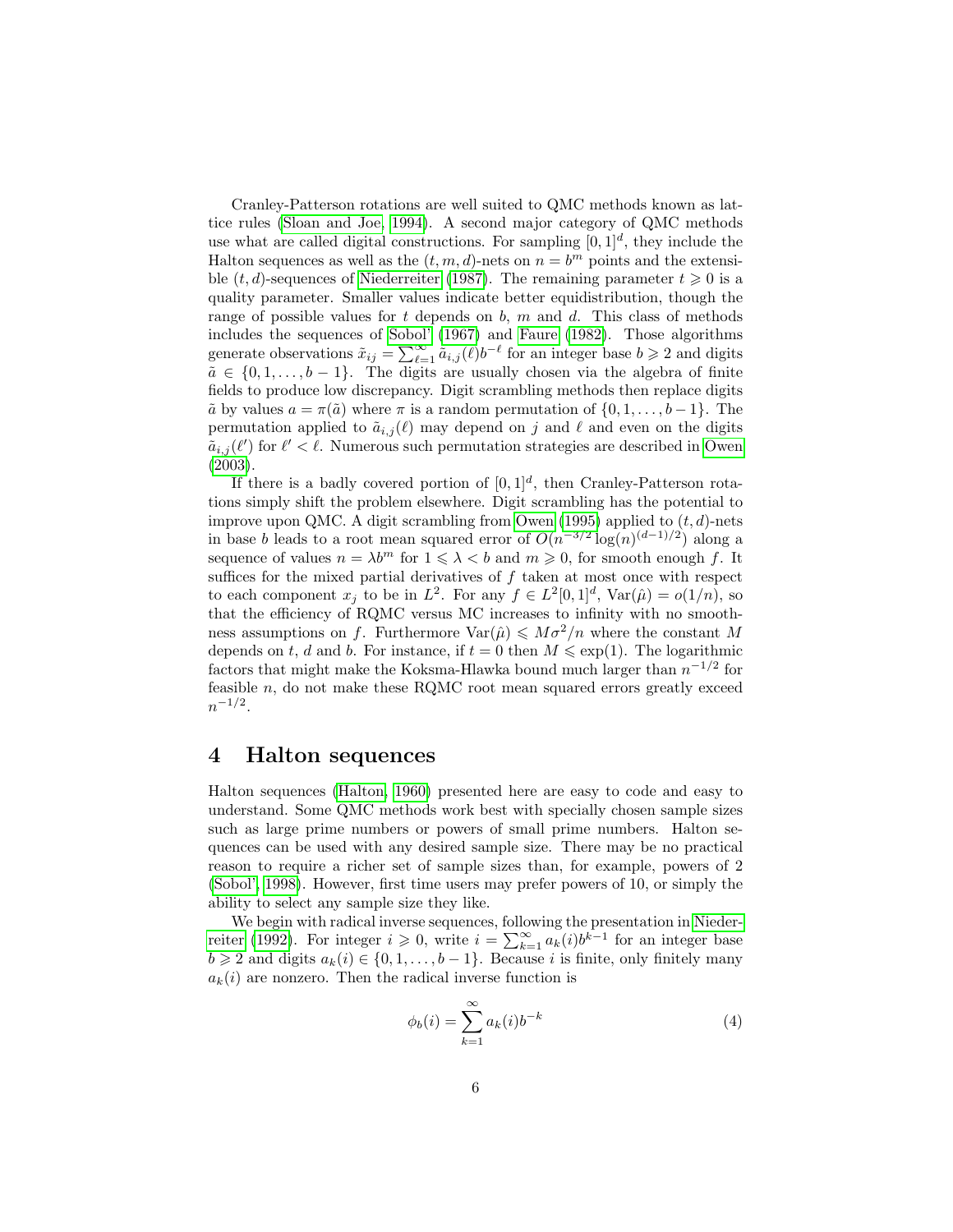Cranley-Patterson rotations are well suited to QMC methods known as lattice rules (Sloan and Joe, 1994). A second major category of QMC methods use what are called digital constructions. For sampling $[0,1]^d$, they include the Halton sequences as well as the $(t,m,d)$-nets on $n = b^m$ points and the extensible $(t,d)$-sequences of Niederreiter (1987). The remaining parameter $t \geqslant 0$ is a quality parameter. Smaller values indicate better equidistribution, though the range of possible values for $t$ depends on $b$, $m$ and $d$. This class of methods includes the sequences of Sobol' (1967) and Faure (1982). Those algorithms generate observations $\tilde{x}_{ij} = \sum_{\ell=1}^{\infty} \tilde{a}_{i,j}(\ell) b^{-\ell}$ for an integer base $b \geqslant 2$ and digits $\tilde{a} \in \{0,1,\dots,b-1\}$. The digits are usually chosen via the algebra of finite fields to produce low discrepancy. Digit scrambling methods then replace digits $\tilde{a}$ by values $a = \pi(\tilde{a})$ where $\pi$ is a random permutation of $\{0,1,\dots,b-1\}$. The permutation applied to $\tilde{a}_{i,j}(\ell)$ may depend on $j$ and $\ell$ and even on the digits $\tilde{a}_{i,j}(\ell')$ for $\ell' < \ell$. Numerous such permutation strategies are described in Owen (2003).

If there is a badly covered portion of $[0,1]^d$, then Cranley-Patterson rotations simply shift the problem elsewhere. Digit scrambling has the potential to improve upon QMC. A digit scrambling from Owen (1995) applied to $(t,d)$-nets in base $b$ leads to a root mean squared error of $O(n^{-3/2}\log(n)^{(d-1)/2})$ along a sequence of values $n = \lambda b^m$ for $1 \leqslant \lambda < b$ and $m \geqslant 0$, for smooth enough $f$. It suffices for the mixed partial derivatives of $f$ taken at most once with respect to each component $x_j$ to be in $L^2$. For any $f \in L^2[0,1]^d$, $\mathrm{Var}(\hat{\mu}) = o(1/n)$, so that the efficiency of RQMC versus MC increases to infinity with no smoothness assumptions on $f$. Furthermore $\mathrm{Var}(\hat{\mu}) \leqslant M\sigma^2/n$ where the constant $M$ depends on $t$, $d$ and $b$. For instance, if $t = 0$ then $M \leqslant \exp(1)$. The logarithmic factors that might make the Koksma-Hlawka bound much larger than $n^{-1/2}$ for feasible $n$, do not make these RQMC root mean squared errors greatly exceed $n^{-1/2}$.

# 4 Halton sequences

Halton sequences (Halton, 1960) presented here are easy to code and easy to understand. Some QMC methods work best with specially chosen sample sizes such as large prime numbers or powers of small prime numbers. Halton sequences can be used with any desired sample size. There may be no practical reason to require a richer set of sample sizes than, for example, powers of 2 (Sobol', 1998). However, first time users may prefer powers of 10, or simply the ability to select any sample size they like.

We begin with radical inverse sequences, following the presentation in Niederreiter (1992). For integer $i \geqslant 0$, write $i = \sum_{k=1}^{\infty} a_k(i) b^{k-1}$ for an integer base $b \geqslant 2$ and digits $a_k(i) \in \{0,1,\dots,b-1\}$. Because $i$ is finite, only finitely many $a_k(i)$ are nonzero. Then the radical inverse function is

$$\phi_b(i) = \sum_{k=1}^{\infty} a_k(i) b^{-k} \tag{4}$$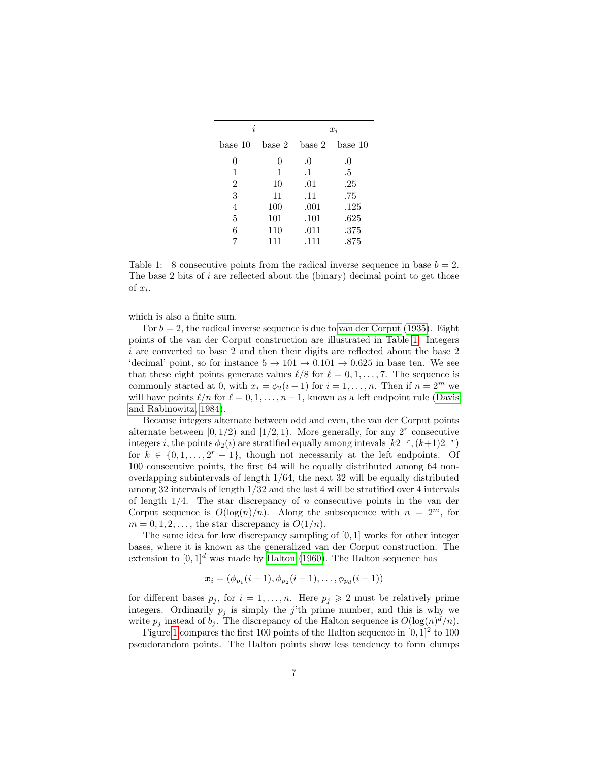| $i$ | | $x_i$ | |
|---|---|---|---|
| base 10 | base 2 | base 2 | base 10 |
| 0 | 0 | .0 | .0 |
| 1 | 1 | .1 | .5 |
| 2 | 10 | .01 | .25 |
| 3 | 11 | .11 | .75 |
| 4 | 100 | .001 | .125 |
| 5 | 101 | .101 | .625 |
| 6 | 110 | .011 | .375 |
| 7 | 111 | .111 | .875 |

Table 1: 8 consecutive points from the radical inverse sequence in base $b = 2$. The base 2 bits of $i$ are reflected about the (binary) decimal point to get those of $x_i$.

which is also a finite sum.

For $b = 2$, the radical inverse sequence is due to van der Corput (1935). Eight points of the van der Corput construction are illustrated in Table 1. Integers $i$ are converted to base 2 and then their digits are reflected about the base 2 'decimal' point, so for instance $5 \to 101 \to 0.101 \to 0.625$ in base ten. We see that these eight points generate values $\ell/8$ for $\ell = 0, 1, \dots, 7$. The sequence is commonly started at 0, with $x_i = \phi_2(i-1)$ for $i = 1, \dots, n$. Then if $n = 2^m$ we will have points $\ell/n$ for $\ell = 0, 1, \dots, n-1$, known as a left endpoint rule (Davis and Rabinowitz, 1984).

Because integers alternate between odd and even, the van der Corput points alternate between $[0, 1/2)$ and $[1/2, 1)$. More generally, for any $2^r$ consecutive integers $i$, the points $\phi_2(i)$ are stratified equally among intevals $[k2^{-r}, (k+1)2^{-r})$ for $k \in \{0, 1, \dots, 2^r - 1\}$, though not necessarily at the left endpoints. Of 100 consecutive points, the first 64 will be equally distributed among 64 non-overlapping subintervals of length 1/64, the next 32 will be equally distributed among 32 intervals of length 1/32 and the last 4 will be stratified over 4 intervals of length 1/4. The star discrepancy of $n$ consecutive points in the van der Corput sequence is $O(\log(n)/n)$. Along the subsequence with $n = 2^m$, for $m = 0, 1, 2, \dots$, the star discrepancy is $O(1/n)$.

The same idea for low discrepancy sampling of $[0, 1]$ works for other integer bases, where it is known as the generalized van der Corput construction. The extension to $[0, 1]^d$ was made by Halton (1960). The Halton sequence has

$$\boldsymbol{x}_i = (\phi_{p_1}(i-1), \phi_{p_2}(i-1), \dots, \phi_{p_d}(i-1))$$

for different bases $p_j$, for $i = 1, \dots, n$. Here $p_j \geqslant 2$ must be relatively prime integers. Ordinarily $p_j$ is simply the $j$'th prime number, and this is why we write $p_j$ instead of $b_j$. The discrepancy of the Halton sequence is $O(\log(n)^d/n)$.

Figure 1 compares the first 100 points of the Halton sequence in $[0, 1]^2$ to 100 pseudorandom points. The Halton points show less tendency to form clumps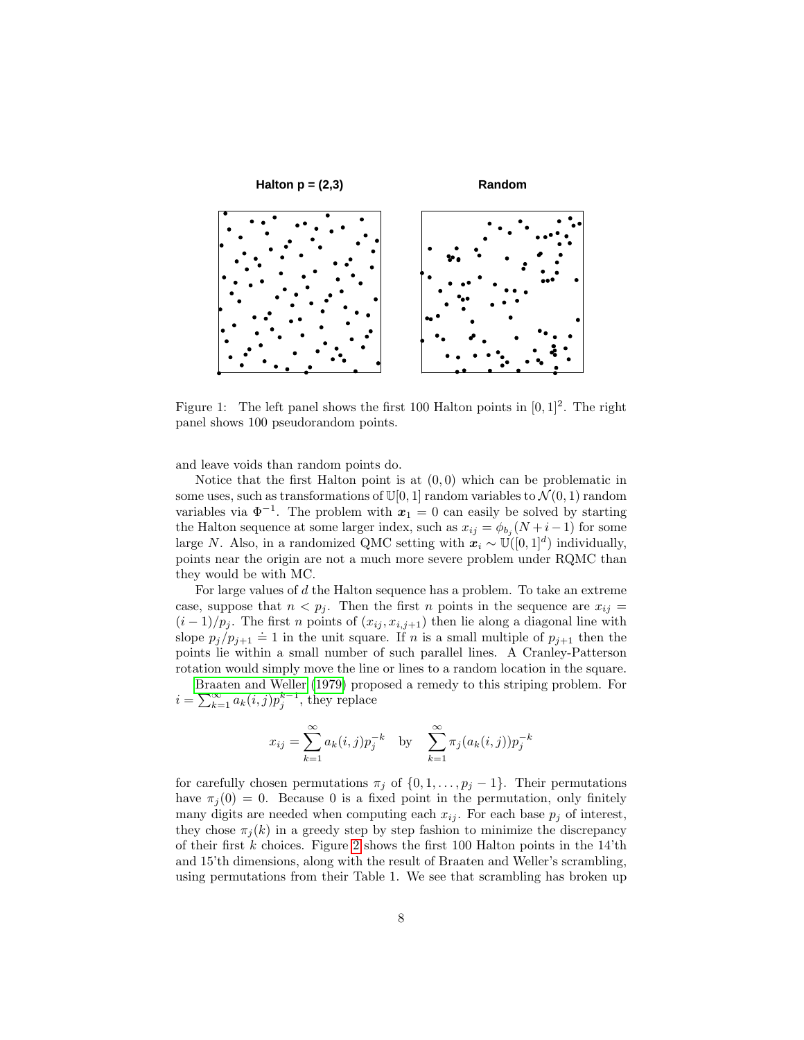Halton p = (2,3)

Random

Figure 1: The left panel shows the first 100 Halton points in $[0,1]^2$. The right panel shows 100 pseudorandom points.

and leave voids than random points do.

Notice that the first Halton point is at $(0,0)$ which can be problematic in some uses, such as transformations of $\mathbb{U}[0,1]$ random variables to $\mathcal{N}(0,1)$ random variables via $\Phi^{-1}$. The problem with $\boldsymbol{x}_1 = 0$ can easily be solved by starting the Halton sequence at some larger index, such as $x_{ij} = \phi_{b_j}(N+i-1)$ for some large $N$. Also, in a randomized QMC setting with $\boldsymbol{x}_i \sim \mathbb{U}([0,1]^d)$ individually, points near the origin are not a much more severe problem under RQMC than they would be with MC.

For large values of $d$ the Halton sequence has a problem. To take an extreme case, suppose that $n < p_j$. Then the first $n$ points in the sequence are $x_{ij} = (i-1)/p_j$. The first $n$ points of $(x_{ij}, x_{i,j+1})$ then lie along a diagonal line with slope $p_j/p_{j+1} \doteq 1$ in the unit square. If $n$ is a small multiple of $p_{j+1}$ then the points lie within a small number of such parallel lines. A Cranley-Patterson rotation would simply move the line or lines to a random location in the square.

Braaten and Weller (1979) proposed a remedy to this striping problem. For $i = \sum_{k=1}^{\infty} a_k(i,j)p_j^{k-1}$, they replace

$$x_{ij} = \sum_{k=1}^{\infty} a_k(i,j)p_j^{-k} \quad \text{by} \quad \sum_{k=1}^{\infty} \pi_j(a_k(i,j))p_j^{-k}$$

for carefully chosen permutations $\pi_j$ of $\{0,1,\ldots,p_j-1\}$. Their permutations have $\pi_j(0) = 0$. Because 0 is a fixed point in the permutation, only finitely many digits are needed when computing each $x_{ij}$. For each base $p_j$ of interest, they chose $\pi_j(k)$ in a greedy step by step fashion to minimize the discrepancy of their first $k$ choices. Figure 2 shows the first 100 Halton points in the 14'th and 15'th dimensions, along with the result of Braaten and Weller's scrambling, using permutations from their Table 1. We see that scrambling has broken up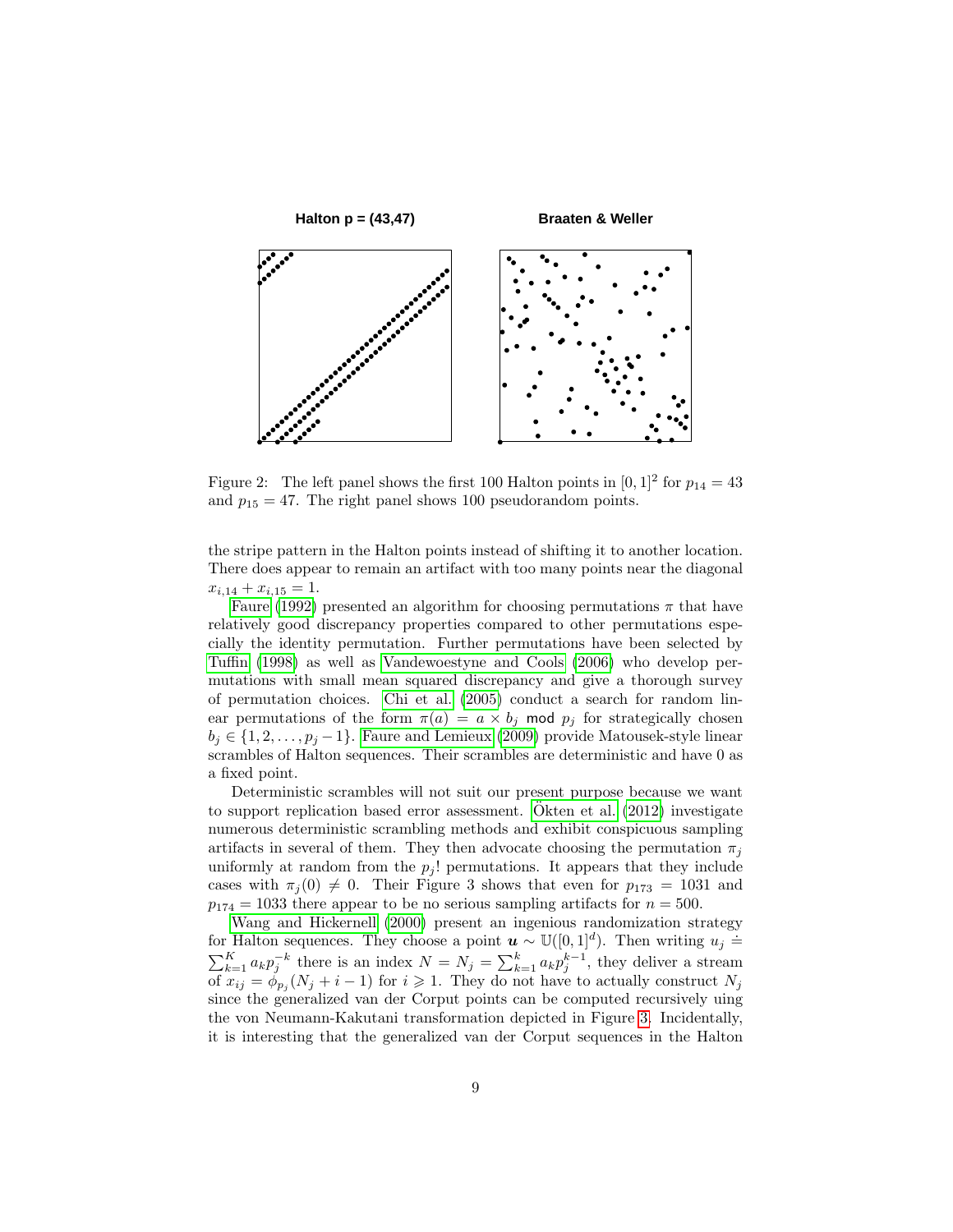Halton p = (43,47)

Braaten & Weller

Figure 2: The left panel shows the first 100 Halton points in $[0,1]^2$ for $p_{14} = 43$ and $p_{15} = 47$. The right panel shows 100 pseudorandom points.

the stripe pattern in the Halton points instead of shifting it to another location. There does appear to remain an artifact with too many points near the diagonal $x_{i,14} + x_{i,15} = 1$.

Faure (1992) presented an algorithm for choosing permutations $\pi$ that have relatively good discrepancy properties compared to other permutations especially the identity permutation. Further permutations have been selected by Tuffin (1998) as well as Vandewoestyne and Cools (2006) who develop permutations with small mean squared discrepancy and give a thorough survey of permutation choices. Chi et al. (2005) conduct a search for random linear permutations of the form $\pi(a) = a \times b_j \bmod p_j$ for strategically chosen $b_j \in \{1, 2, \dots, p_j - 1\}$. Faure and Lemieux (2009) provide Matousek-style linear scrambles of Halton sequences. Their scrambles are deterministic and have 0 as a fixed point.

Deterministic scrambles will not suit our present purpose because we want to support replication based error assessment. Ökten et al. (2012) investigate numerous deterministic scrambling methods and exhibit conspicuous sampling artifacts in several of them. They then advocate choosing the permutation $\pi_j$ uniformly at random from the $p_j!$ permutations. It appears that they include cases with $\pi_j(0) \neq 0$. Their Figure 3 shows that even for $p_{173} = 1031$ and $p_{174} = 1033$ there appear to be no serious sampling artifacts for $n = 500$.

Wang and Hickernell (2000) present an ingenious randomization strategy for Halton sequences. They choose a point $\boldsymbol{u} \sim \mathbb{U}([0,1]^d)$. Then writing $u_j \doteq \sum_{k=1}^{K} a_k p_j^{-k}$ there is an index $N = N_j = \sum_{k=1}^{k} a_k p_j^{k-1}$, they deliver a stream of $x_{ij} = \phi_{p_j}(N_j + i - 1)$ for $i \geqslant 1$. They do not have to actually construct $N_j$ since the generalized van der Corput points can be computed recursively uing the von Neumann-Kakutani transformation depicted in Figure 3. Incidentally, it is interesting that the generalized van der Corput sequences in the Halton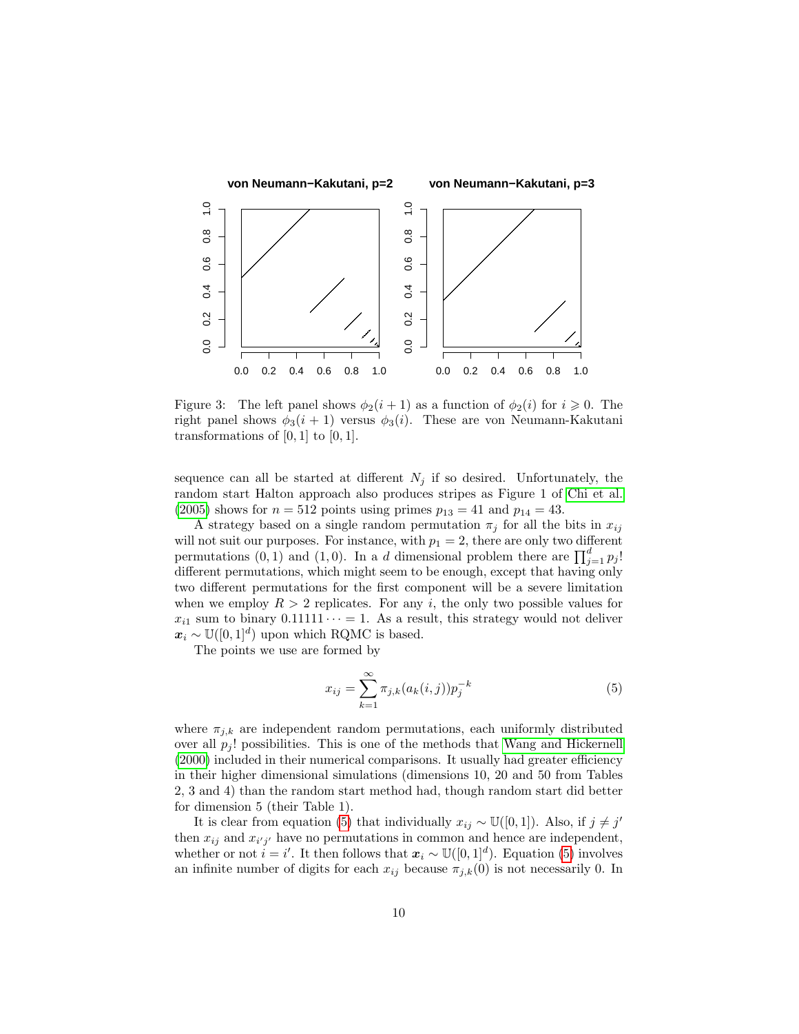Figure 3: The left panel shows $\phi_2(i+1)$ as a function of $\phi_2(i)$ for $i \geqslant 0$. The right panel shows $\phi_3(i+1)$ versus $\phi_3(i)$. These are von Neumann-Kakutani transformations of $[0,1]$ to $[0,1]$.

sequence can all be started at different $N_j$ if so desired. Unfortunately, the random start Halton approach also produces stripes as Figure 1 of Chi et al. (2005) shows for $n = 512$ points using primes $p_{13} = 41$ and $p_{14} = 43$.

A strategy based on a single random permutation $\pi_j$ for all the bits in $x_{ij}$ will not suit our purposes. For instance, with $p_1 = 2$, there are only two different permutations $(0, 1)$ and $(1, 0)$. In a $d$ dimensional problem there are $\prod_{j=1}^{d} p_j!$ different permutations, which might seem to be enough, except that having only two different permutations for the first component will be a severe limitation when we employ $R > 2$ replicates. For any $i$, the only two possible values for $x_{i1}$ sum to binary $0.11111\cdots = 1$. As a result, this strategy would not deliver $\boldsymbol{x}_i \sim \mathbb{U}([0,1]^d)$ upon which RQMC is based.

The points we use are formed by

$$x_{ij} = \sum_{k=1}^{\infty} \pi_{j,k}(a_k(i,j))p_j^{-k} \tag{5}$$

where $\pi_{j,k}$ are independent random permutations, each uniformly distributed over all $p_j!$ possibilities. This is one of the methods that Wang and Hickernell (2000) included in their numerical comparisons. It usually had greater efficiency in their higher dimensional simulations (dimensions 10, 20 and 50 from Tables 2, 3 and 4) than the random start method had, though random start did better for dimension 5 (their Table 1).

It is clear from equation (5) that individually $x_{ij} \sim \mathbb{U}([0,1])$. Also, if $j \neq j'$ then $x_{ij}$ and $x_{i'j'}$ have no permutations in common and hence are independent, whether or not $i = i'$. It then follows that $\boldsymbol{x}_i \sim \mathbb{U}([0,1]^d)$. Equation (5) involves an infinite number of digits for each $x_{ij}$ because $\pi_{j,k}(0)$ is not necessarily 0. In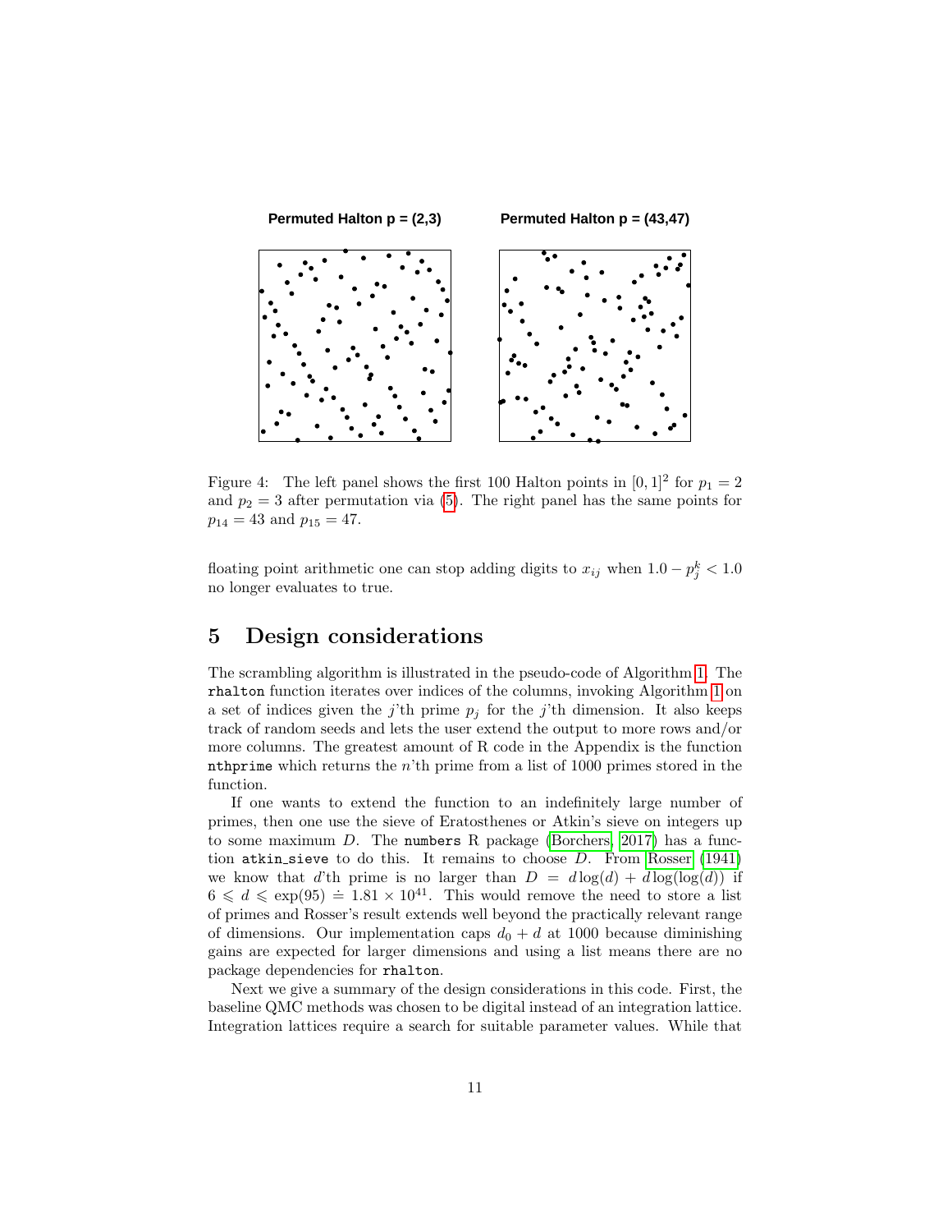Permuted Halton p = (2,3)

Permuted Halton p = (43,47)

Figure 4: The left panel shows the first 100 Halton points in $[0, 1]^2$ for $p_1 = 2$ and $p_2 = 3$ after permutation via (5). The right panel has the same points for $p_{14} = 43$ and $p_{15} = 47$.

floating point arithmetic one can stop adding digits to $x_{ij}$ when $1.0 - p_j^k < 1.0$ no longer evaluates to true.

## 5 Design considerations

The scrambling algorithm is illustrated in the pseudo-code of Algorithm 1. The `rhalton` function iterates over indices of the columns, invoking Algorithm 1 on a set of indices given the $j$'th prime $p_j$ for the $j$'th dimension. It also keeps track of random seeds and lets the user extend the output to more rows and/or more columns. The greatest amount of R code in the Appendix is the function `nthprime` which returns the $n$'th prime from a list of 1000 primes stored in the function.

If one wants to extend the function to an indefinitely large number of primes, then one use the sieve of Eratosthenes or Atkin's sieve on integers up to some maximum $D$. The `numbers` R package (Borchers, 2017) has a function `atkin_sieve` to do this. It remains to choose $D$. From Rosser (1941) we know that $d$'th prime is no larger than $D = d\log(d) + d\log(\log(d))$ if $6 \leqslant d \leqslant \exp(95) \doteq 1.81 \times 10^{41}$. This would remove the need to store a list of primes and Rosser's result extends well beyond the practically relevant range of dimensions. Our implementation caps $d_0 + d$ at 1000 because diminishing gains are expected for larger dimensions and using a list means there are no package dependencies for `rhalton`.

Next we give a summary of the design considerations in this code. First, the baseline QMC methods was chosen to be digital instead of an integration lattice. Integration lattices require a search for suitable parameter values. While that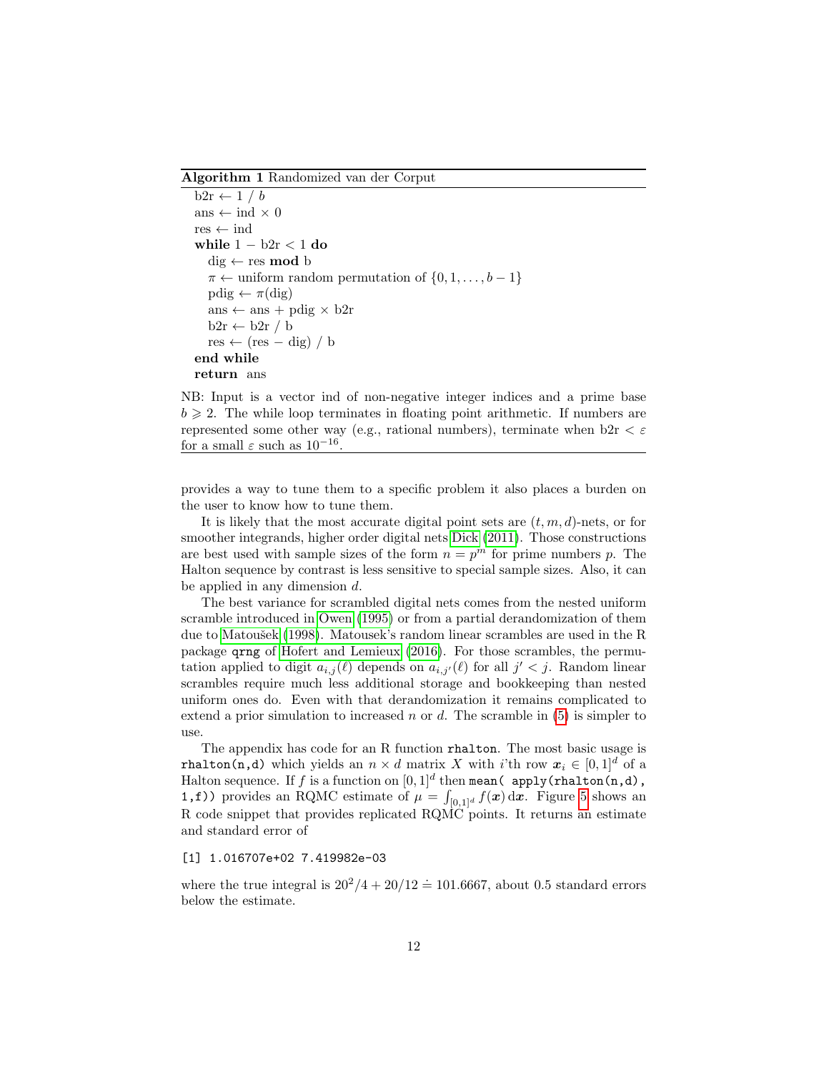**Algorithm 1** Randomized van der Corput

```
b2r ← 1 / b
ans ← ind × 0
res ← ind
while 1 − b2r < 1 do
    dig ← res mod b
    π ← uniform random permutation of {0, 1, ..., b − 1}
    pdig ← π(dig)
    ans ← ans + pdig × b2r
    b2r ← b2r / b
    res ← (res − dig) / b
end while
return ans
```

NB: Input is a vector ind of non-negative integer indices and a prime base $b \geqslant 2$. The while loop terminates in floating point arithmetic. If numbers are represented some other way (e.g., rational numbers), terminate when b2r $< \varepsilon$ for a small $\varepsilon$ such as $10^{-16}$.

provides a way to tune them to a specific problem it also places a burden on the user to know how to tune them.

It is likely that the most accurate digital point sets are $(t, m, d)$-nets, or for smoother integrands, higher order digital nets Dick (2011). Those constructions are best used with sample sizes of the form $n = p^m$ for prime numbers $p$. The Halton sequence by contrast is less sensitive to special sample sizes. Also, it can be applied in any dimension $d$.

The best variance for scrambled digital nets comes from the nested uniform scramble introduced in Owen (1995) or from a partial derandomization of them due to Matoušek (1998). Matousek's random linear scrambles are used in the R package `qrng` of Hofert and Lemieux (2016). For those scrambles, the permutation applied to digit $a_{i,j}(\ell)$ depends on $a_{i,j'}(\ell)$ for all $j' < j$. Random linear scrambles require much less additional storage and bookkeeping than nested uniform ones do. Even with that derandomization it remains complicated to extend a prior simulation to increased $n$ or $d$. The scramble in (5) is simpler to use.

The appendix has code for an R function `rhalton`. The most basic usage is `rhalton(n,d)` which yields an $n \times d$ matrix $X$ with $i$'th row $\boldsymbol{x}_i \in [0, 1]^d$ of a Halton sequence. If $f$ is a function on $[0, 1]^d$ then `mean( apply(rhalton(n,d), 1,f))` provides an RQMC estimate of $\mu = \int_{[0,1]^d} f(\boldsymbol{x})\,\mathrm{d}\boldsymbol{x}$. Figure 5 shows an R code snippet that provides replicated RQMC points. It returns an estimate and standard error of

```
[1] 1.016707e+02 7.419982e-03
```

where the true integral is $20^2/4 + 20/12 \doteq 101.6667$, about 0.5 standard errors below the estimate.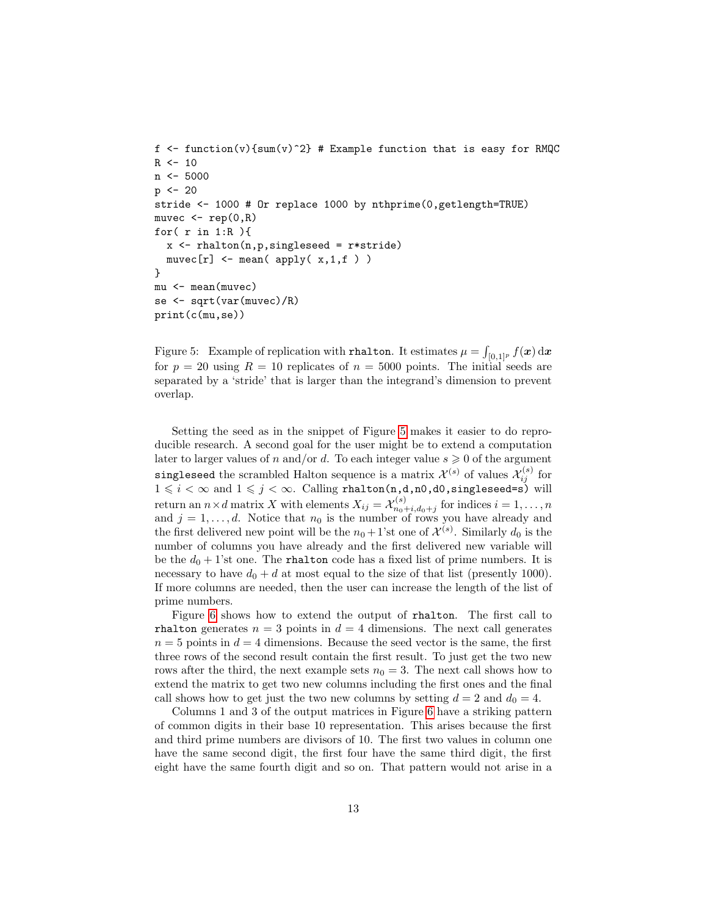```
f <- function(v){sum(v)^2} # Example function that is easy for RMQC
R <- 10
n <- 5000
p <- 20
stride <- 1000 # Or replace 1000 by nthprime(0,getlength=TRUE)
muvec <- rep(0,R)
for( r in 1:R ){
  x <- rhalton(n,p,singleseed = r*stride)
  muvec[r] <- mean( apply( x,1,f ) )
}
mu <- mean(muvec)
se <- sqrt(var(muvec)/R)
print(c(mu,se))
```

Figure 5: Example of replication with `rhalton`. It estimates $\mu = \int_{[0,1]^p} f(\boldsymbol{x})\,\mathrm{d}\boldsymbol{x}$ for $p = 20$ using $R = 10$ replicates of $n = 5000$ points. The initial seeds are separated by a 'stride' that is larger than the integrand's dimension to prevent overlap.

Setting the seed as in the snippet of Figure 5 makes it easier to do reproducible research. A second goal for the user might be to extend a computation later to larger values of $n$ and/or $d$. To each integer value $s \geqslant 0$ of the argument `singleseed` the scrambled Halton sequence is a matrix $\mathcal{X}^{(s)}$ of values $\mathcal{X}^{(s)}_{ij}$ for $1 \leqslant i < \infty$ and $1 \leqslant j < \infty$. Calling `rhalton(n,d,n0,d0,singleseed=s)` will return an $n \times d$ matrix $X$ with elements $X_{ij} = \mathcal{X}^{(s)}_{n_0+i,d_0+j}$ for indices $i = 1,\ldots,n$ and $j = 1,\ldots,d$. Notice that $n_0$ is the number of rows you have already and the first delivered new point will be the $n_0+1$'st one of $\mathcal{X}^{(s)}$. Similarly $d_0$ is the number of columns you have already and the first delivered new variable will be the $d_0 + 1$'st one. The `rhalton` code has a fixed list of prime numbers. It is necessary to have $d_0 + d$ at most equal to the size of that list (presently 1000). If more columns are needed, then the user can increase the length of the list of prime numbers.

Figure 6 shows how to extend the output of `rhalton`. The first call to `rhalton` generates $n = 3$ points in $d = 4$ dimensions. The next call generates $n = 5$ points in $d = 4$ dimensions. Because the seed vector is the same, the first three rows of the second result contain the first result. To just get the two new rows after the third, the next example sets $n_0 = 3$. The next call shows how to extend the matrix to get two new columns including the first ones and the final call shows how to get just the two new columns by setting $d = 2$ and $d_0 = 4$.

Columns 1 and 3 of the output matrices in Figure 6 have a striking pattern of common digits in their base 10 representation. This arises because the first and third prime numbers are divisors of 10. The first two values in column one have the same second digit, the first four have the same third digit, the first eight have the same fourth digit and so on. That pattern would not arise in a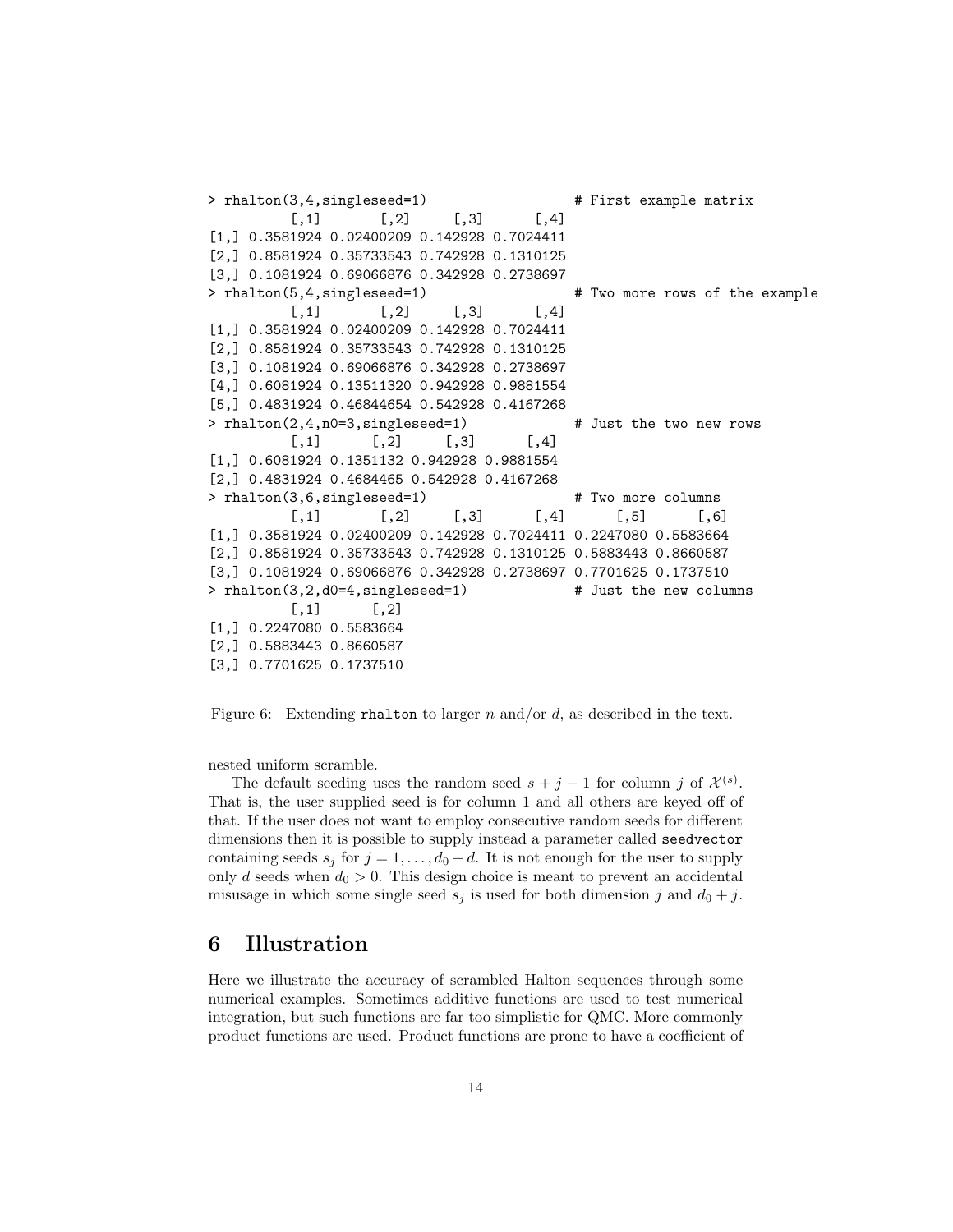```
> rhalton(3,4,singleseed=1)                  # First example matrix
          [,1]       [,2]     [,3]      [,4]
[1,] 0.3581924 0.02400209 0.142928 0.7024411
[2,] 0.8581924 0.35733543 0.742928 0.1310125
[3,] 0.1081924 0.69066876 0.342928 0.2738697
> rhalton(5,4,singleseed=1)                  # Two more rows of the example
          [,1]       [,2]     [,3]      [,4]
[1,] 0.3581924 0.02400209 0.142928 0.7024411
[2,] 0.8581924 0.35733543 0.742928 0.1310125
[3,] 0.1081924 0.69066876 0.342928 0.2738697
[4,] 0.6081924 0.13511320 0.942928 0.9881554
[5,] 0.4831924 0.46844654 0.542928 0.4167268
> rhalton(2,4,n0=3,singleseed=1)             # Just the two new rows
          [,1]      [,2]     [,3]      [,4]
[1,] 0.6081924 0.1351132 0.942928 0.9881554
[2,] 0.4831924 0.4684465 0.542928 0.4167268
> rhalton(3,6,singleseed=1)                  # Two more columns
          [,1]       [,2]     [,3]      [,4]      [,5]      [,6]
[1,] 0.3581924 0.02400209 0.142928 0.7024411 0.2247080 0.5583664
[2,] 0.8581924 0.35733543 0.742928 0.1310125 0.5883443 0.8660587
[3,] 0.1081924 0.69066876 0.342928 0.2738697 0.7701625 0.1737510
> rhalton(3,2,d0=4,singleseed=1)             # Just the new columns
          [,1]      [,2]
[1,] 0.2247080 0.5583664
[2,] 0.5883443 0.8660587
[3,] 0.7701625 0.1737510
```

Figure 6: Extending `rhalton` to larger $n$ and/or $d$, as described in the text.

nested uniform scramble.

The default seeding uses the random seed $s + j - 1$ for column $j$ of $\mathcal{X}^{(s)}$. That is, the user supplied seed is for column 1 and all others are keyed off of that. If the user does not want to employ consecutive random seeds for different dimensions then it is possible to supply instead a parameter called `seedvector` containing seeds $s_j$ for $j = 1, \dots, d_0 + d$. It is not enough for the user to supply only $d$ seeds when $d_0 > 0$. This design choice is meant to prevent an accidental misusage in which some single seed $s_j$ is used for both dimension $j$ and $d_0 + j$.

## 6 Illustration

Here we illustrate the accuracy of scrambled Halton sequences through some numerical examples. Sometimes additive functions are used to test numerical integration, but such functions are far too simplistic for QMC. More commonly product functions are used. Product functions are prone to have a coefficient of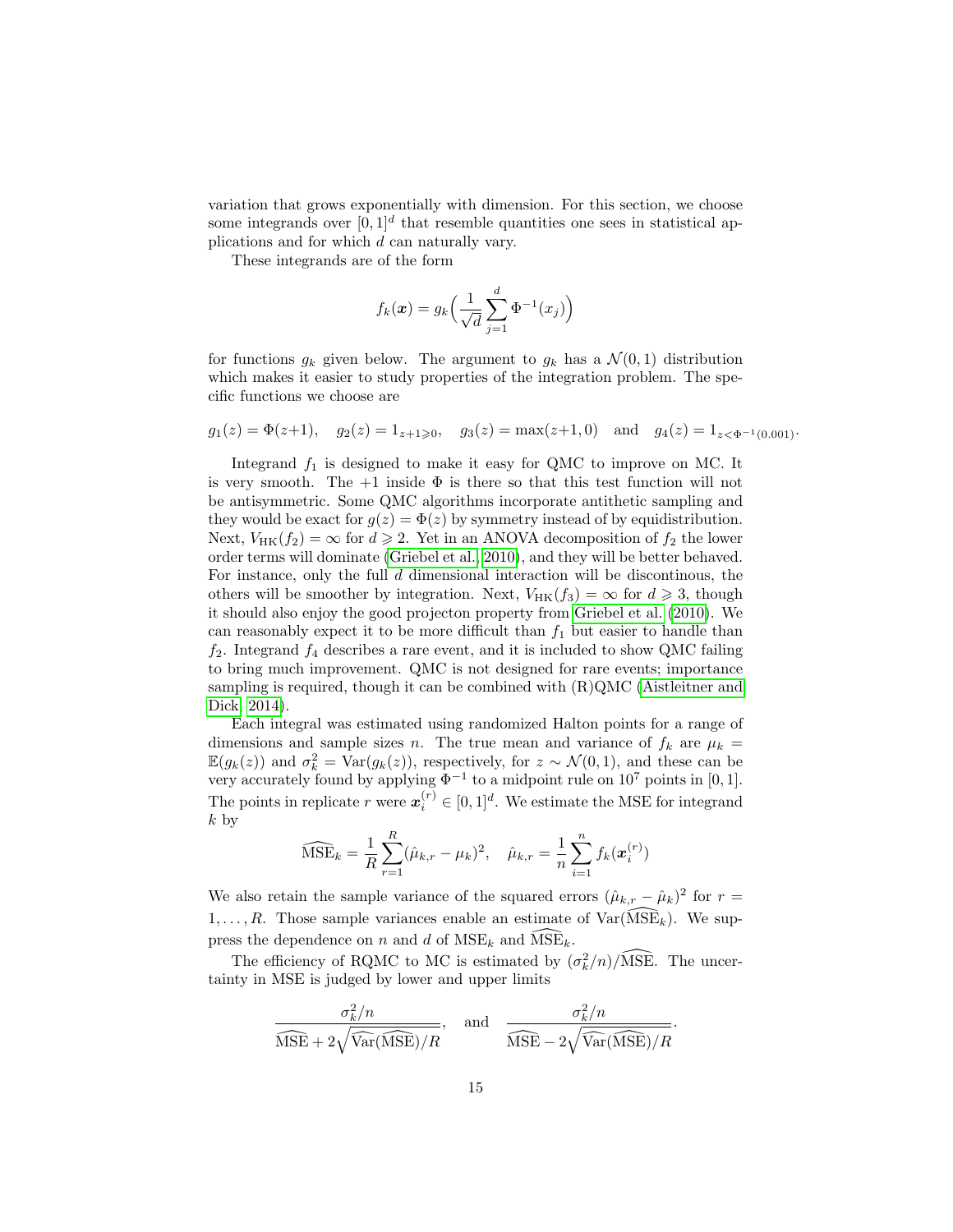variation that grows exponentially with dimension. For this section, we choose some integrands over $[0,1]^d$ that resemble quantities one sees in statistical applications and for which $d$ can naturally vary.

These integrands are of the form

$$f_k(\boldsymbol{x}) = g_k\Big(\frac{1}{\sqrt{d}}\sum_{j=1}^{d}\Phi^{-1}(x_j)\Big)$$

for functions $g_k$ given below. The argument to $g_k$ has a $\mathcal{N}(0,1)$ distribution which makes it easier to study properties of the integration problem. The specific functions we choose are

$$g_1(z) = \Phi(z{+}1), \quad g_2(z) = 1_{z+1\geqslant 0}, \quad g_3(z) = \max(z{+}1, 0) \quad \text{and} \quad g_4(z) = 1_{z<\Phi^{-1}(0.001)}.$$

Integrand $f_1$ is designed to make it easy for QMC to improve on MC. It is very smooth. The $+1$ inside $\Phi$ is there so that this test function will not be antisymmetric. Some QMC algorithms incorporate antithetic sampling and they would be exact for $g(z) = \Phi(z)$ by symmetry instead of by equidistribution. Next, $V_{\mathrm{HK}}(f_2) = \infty$ for $d \geqslant 2$. Yet in an ANOVA decomposition of $f_2$ the lower order terms will dominate (Griebel et al., 2010), and they will be better behaved. For instance, only the full $d$ dimensional interaction will be discontinous, the others will be smoother by integration. Next, $V_{\mathrm{HK}}(f_3) = \infty$ for $d \geqslant 3$, though it should also enjoy the good projecton property from Griebel et al. (2010). We can reasonably expect it to be more difficult than $f_1$ but easier to handle than $f_2$. Integrand $f_4$ describes a rare event, and it is included to show QMC failing to bring much improvement. QMC is not designed for rare events; importance sampling is required, though it can be combined with (R)QMC (Aistleitner and Dick, 2014).

Each integral was estimated using randomized Halton points for a range of dimensions and sample sizes $n$. The true mean and variance of $f_k$ are $\mu_k = \mathbb{E}(g_k(z))$ and $\sigma_k^2 = \mathrm{Var}(g_k(z))$, respectively, for $z \sim \mathcal{N}(0,1)$, and these can be very accurately found by applying $\Phi^{-1}$ to a midpoint rule on $10^7$ points in $[0,1]$. The points in replicate $r$ were $\boldsymbol{x}_i^{(r)} \in [0,1]^d$. We estimate the MSE for integrand $k$ by

$$\widehat{\mathrm{MSE}}_k = \frac{1}{R}\sum_{r=1}^{R}(\hat\mu_{k,r} - \mu_k)^2, \quad \hat\mu_{k,r} = \frac{1}{n}\sum_{i=1}^{n} f_k(\boldsymbol{x}_i^{(r)})$$

We also retain the sample variance of the squared errors $(\hat\mu_{k,r} - \hat\mu_k)^2$ for $r = 1,\dots,R$. Those sample variances enable an estimate of $\mathrm{Var}(\widehat{\mathrm{MSE}}_k)$. We suppress the dependence on $n$ and $d$ of $\mathrm{MSE}_k$ and $\widehat{\mathrm{MSE}}_k$.

The efficiency of RQMC to MC is estimated by $(\sigma_k^2/n)/\widehat{\mathrm{MSE}}$. The uncertainty in MSE is judged by lower and upper limits

$$\frac{\sigma_k^2/n}{\widehat{\mathrm{MSE}} + 2\sqrt{\widehat{\mathrm{Var}}(\widehat{\mathrm{MSE}})/R}}, \quad \text{and} \quad \frac{\sigma_k^2/n}{\widehat{\mathrm{MSE}} - 2\sqrt{\widehat{\mathrm{Var}}(\widehat{\mathrm{MSE}})/R}}.$$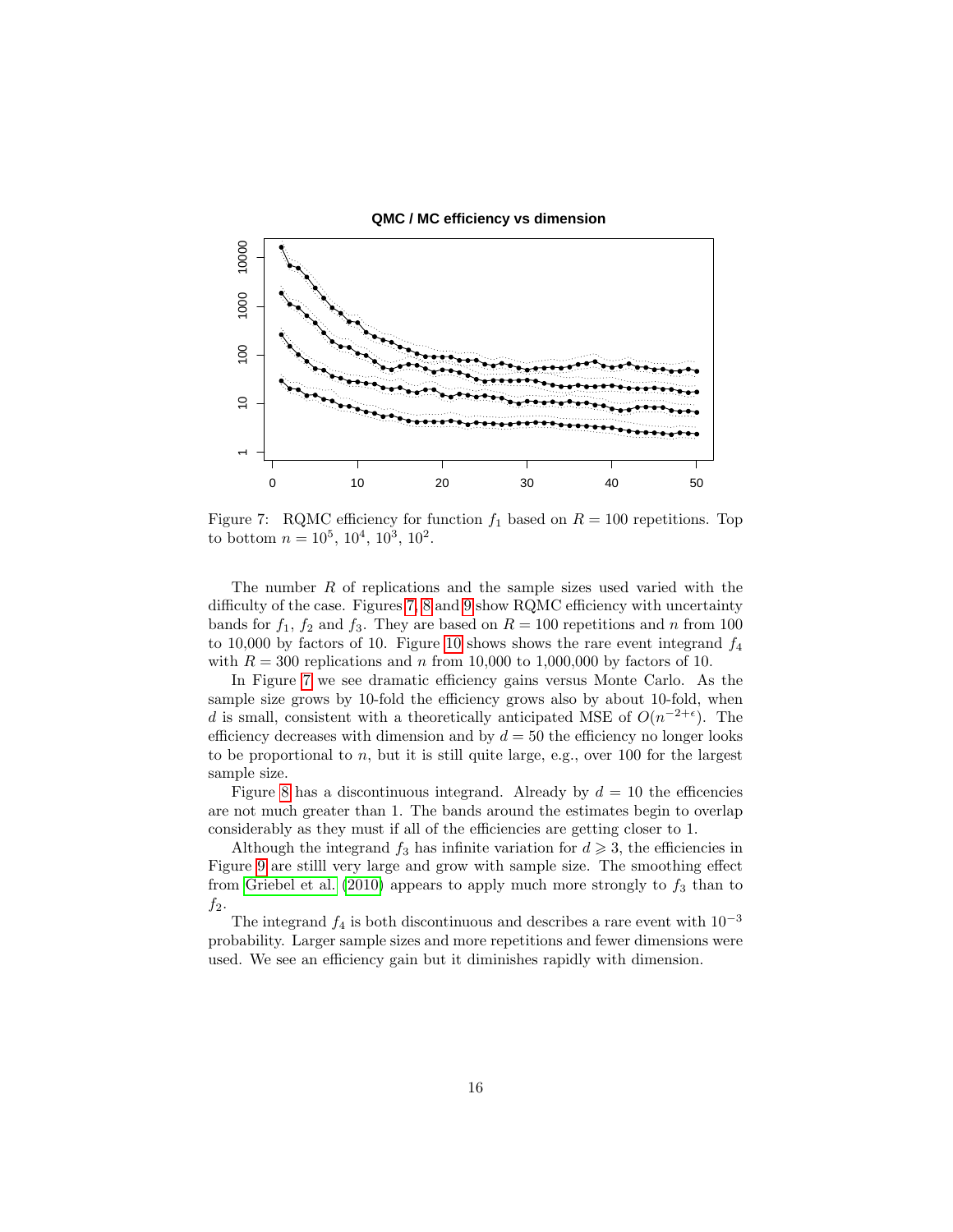Figure 7: RQMC efficiency for function $f_1$ based on $R = 100$ repetitions. Top to bottom $n = 10^5$, $10^4$, $10^3$, $10^2$.

The number $R$ of replications and the sample sizes used varied with the difficulty of the case. Figures 7, 8 and 9 show RQMC efficiency with uncertainty bands for $f_1$, $f_2$ and $f_3$. They are based on $R = 100$ repetitions and $n$ from 100 to 10,000 by factors of 10. Figure 10 shows shows the rare event integrand $f_4$ with $R = 300$ replications and $n$ from 10,000 to 1,000,000 by factors of 10.

In Figure 7 we see dramatic efficiency gains versus Monte Carlo. As the sample size grows by 10-fold the efficiency grows also by about 10-fold, when $d$ is small, consistent with a theoretically anticipated MSE of $O(n^{-2+\epsilon})$. The efficiency decreases with dimension and by $d = 50$ the efficiency no longer looks to be proportional to $n$, but it is still quite large, e.g., over 100 for the largest sample size.

Figure 8 has a discontinuous integrand. Already by $d = 10$ the efficencies are not much greater than 1. The bands around the estimates begin to overlap considerably as they must if all of the efficiencies are getting closer to 1.

Although the integrand $f_3$ has infinite variation for $d \geqslant 3$, the efficiencies in Figure 9 are stilll very large and grow with sample size. The smoothing effect from Griebel et al. (2010) appears to apply much more strongly to $f_3$ than to $f_2$.

The integrand $f_4$ is both discontinuous and describes a rare event with $10^{-3}$ probability. Larger sample sizes and more repetitions and fewer dimensions were used. We see an efficiency gain but it diminishes rapidly with dimension.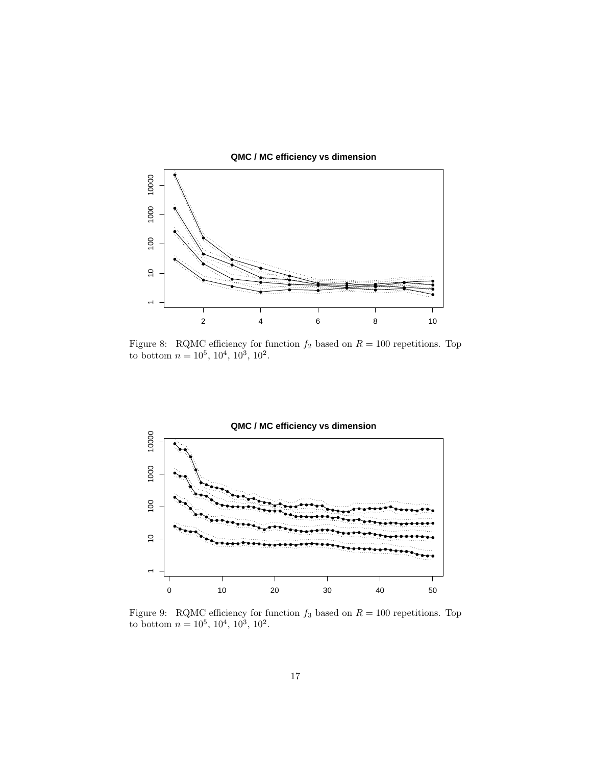Figure 8: RQMC efficiency for function $f_2$ based on $R = 100$ repetitions. Top to bottom $n = 10^5$, $10^4$, $10^3$, $10^2$.

Figure 9: RQMC efficiency for function $f_3$ based on $R = 100$ repetitions. Top to bottom $n = 10^5$, $10^4$, $10^3$, $10^2$.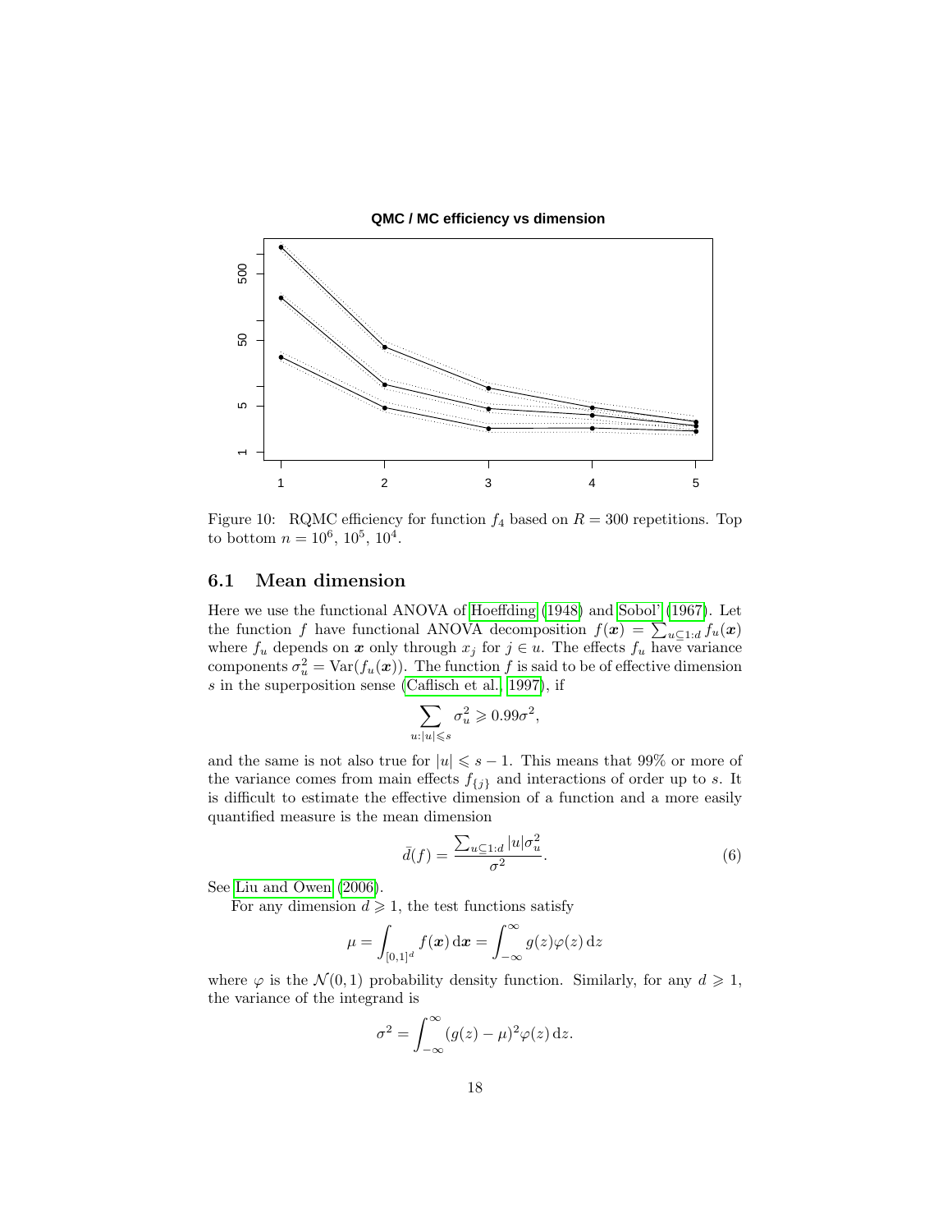Figure 10: RQMC efficiency for function $f_4$ based on $R = 300$ repetitions. Top to bottom $n = 10^6$, $10^5$, $10^4$.

## 6.1 Mean dimension

Here we use the functional ANOVA of Hoeffding (1948) and Sobol' (1967). Let the function $f$ have functional ANOVA decomposition $f(\boldsymbol{x}) = \sum_{u \subseteq 1:d} f_u(\boldsymbol{x})$ where $f_u$ depends on $\boldsymbol{x}$ only through $x_j$ for $j \in u$. The effects $f_u$ have variance components $\sigma_u^2 = \mathrm{Var}(f_u(\boldsymbol{x}))$. The function $f$ is said to be of effective dimension $s$ in the superposition sense (Caflisch et al., 1997), if

$$\sum_{u:|u| \leqslant s} \sigma_u^2 \geqslant 0.99\sigma^2,$$

and the same is not also true for $|u| \leqslant s-1$. This means that 99% or more of the variance comes from main effects $f_{\{j\}}$ and interactions of order up to $s$. It is difficult to estimate the effective dimension of a function and a more easily quantified measure is the mean dimension

$$\bar{d}(f) = \frac{\sum_{u \subseteq 1:d} |u| \sigma_u^2}{\sigma^2}. \tag{6}$$

See Liu and Owen (2006).

For any dimension $d \geqslant 1$, the test functions satisfy

$$\mu = \int_{[0,1]^d} f(\boldsymbol{x}) \, \mathrm{d}\boldsymbol{x} = \int_{-\infty}^{\infty} g(z)\varphi(z) \, \mathrm{d}z$$

where $\varphi$ is the $\mathcal{N}(0,1)$ probability density function. Similarly, for any $d \geqslant 1$, the variance of the integrand is

$$\sigma^2 = \int_{-\infty}^{\infty} (g(z) - \mu)^2 \varphi(z) \, \mathrm{d}z.$$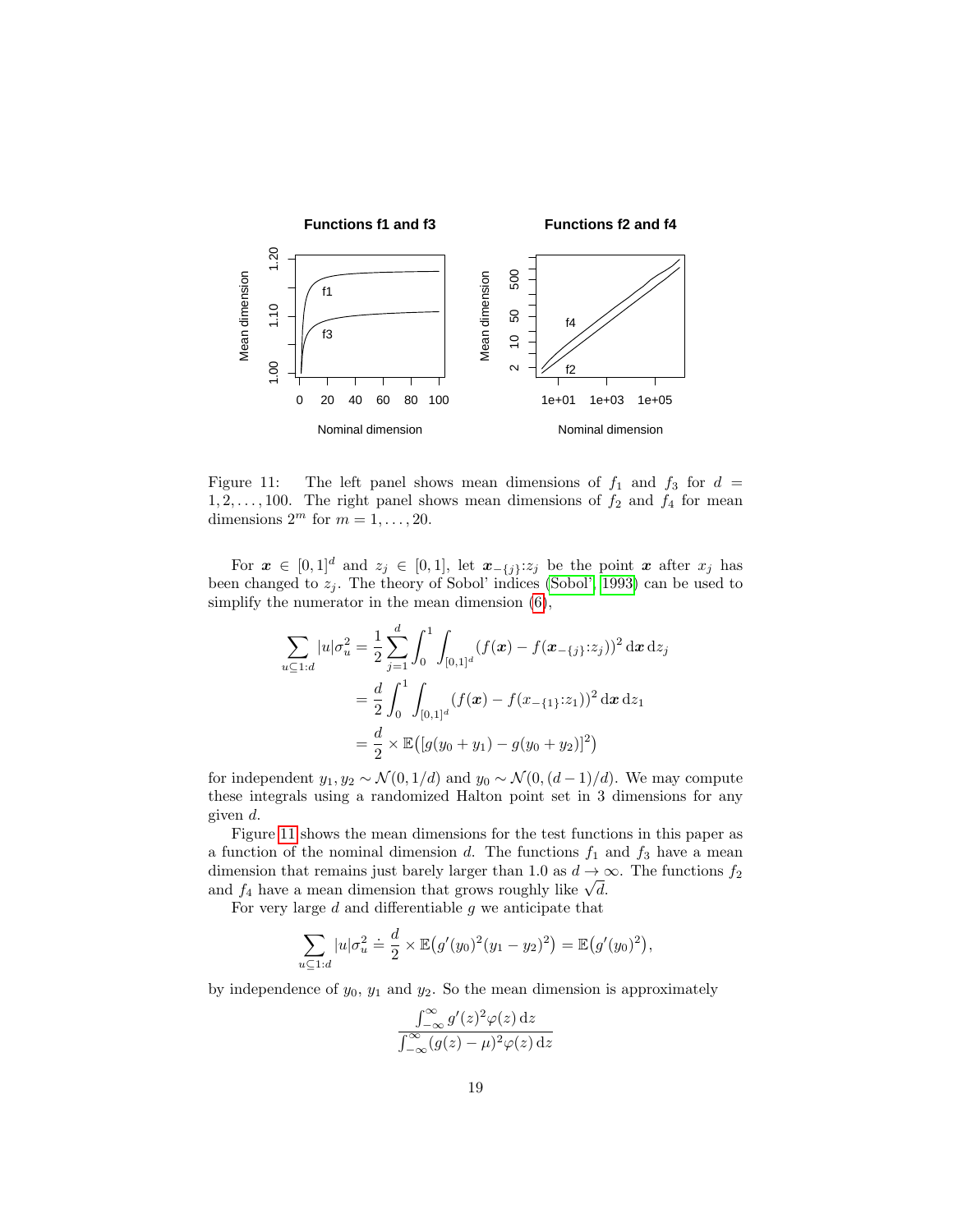Figure 11: The left panel shows mean dimensions of $f_1$ and $f_3$ for $d = 1, 2, \ldots, 100$. The right panel shows mean dimensions of $f_2$ and $f_4$ for mean dimensions $2^m$ for $m = 1, \ldots, 20$.

For $\boldsymbol{x} \in [0,1]^d$ and $z_j \in [0,1]$, let $\boldsymbol{x}_{-\{j\}}{:}z_j$ be the point $\boldsymbol{x}$ after $x_j$ has been changed to $z_j$. The theory of Sobol' indices (Sobol', 1993) can be used to simplify the numerator in the mean dimension (6),

$$
\begin{aligned}
\sum_{u \subseteq 1:d} |u|\sigma_u^2 &= \frac{1}{2}\sum_{j=1}^{d}\int_0^1\int_{[0,1]^d}(f(\boldsymbol{x}) - f(\boldsymbol{x}_{-\{j\}}{:}z_j))^2 \,\mathrm{d}\boldsymbol{x}\,\mathrm{d}z_j \\
&= \frac{d}{2}\int_0^1\int_{[0,1]^d}(f(\boldsymbol{x}) - f(x_{-\{1\}}{:}z_1))^2 \,\mathrm{d}\boldsymbol{x}\,\mathrm{d}z_1 \\
&= \frac{d}{2} \times \mathbb{E}\bigl([g(y_0 + y_1) - g(y_0 + y_2)]^2\bigr)
\end{aligned}
$$

for independent $y_1, y_2 \sim \mathcal{N}(0, 1/d)$ and $y_0 \sim \mathcal{N}(0, (d-1)/d)$. We may compute these integrals using a randomized Halton point set in 3 dimensions for any given $d$.

Figure 11 shows the mean dimensions for the test functions in this paper as a function of the nominal dimension $d$. The functions $f_1$ and $f_3$ have a mean dimension that remains just barely larger than 1.0 as $d \to \infty$. The functions $f_2$ and $f_4$ have a mean dimension that grows roughly like $\sqrt{d}$.

For very large $d$ and differentiable $g$ we anticipate that

$$
\sum_{u \subseteq 1:d} |u|\sigma_u^2 \doteq \frac{d}{2} \times \mathbb{E}\bigl(g'(y_0)^2(y_1 - y_2)^2\bigr) = \mathbb{E}\bigl(g'(y_0)^2\bigr),
$$

by independence of $y_0$, $y_1$ and $y_2$. So the mean dimension is approximately

$$
\frac{\int_{-\infty}^{\infty} g'(z)^2\varphi(z)\,\mathrm{d}z}{\int_{-\infty}^{\infty} (g(z) - \mu)^2\varphi(z)\,\mathrm{d}z}
$$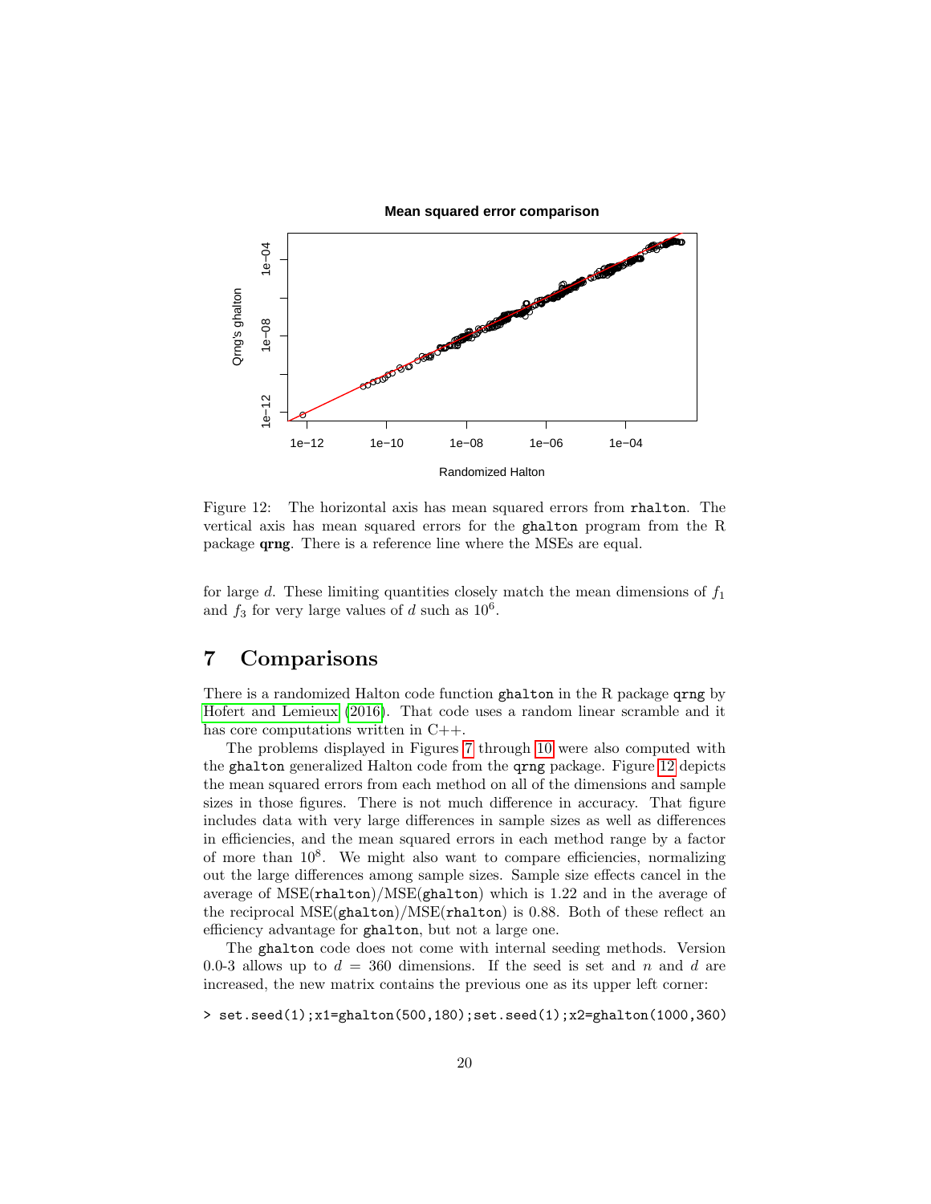Figure 12: The horizontal axis has mean squared errors from `rhalton`. The vertical axis has mean squared errors for the `ghalton` program from the R package **qrng**. There is a reference line where the MSEs are equal.

for large $d$. These limiting quantities closely match the mean dimensions of $f_1$ and $f_3$ for very large values of $d$ such as $10^6$.

# 7 Comparisons

There is a randomized Halton code function `ghalton` in the R package `qrng` by Hofert and Lemieux (2016). That code uses a random linear scramble and it has core computations written in C++.

The problems displayed in Figures 7 through 10 were also computed with the `ghalton` generalized Halton code from the `qrng` package. Figure 12 depicts the mean squared errors from each method on all of the dimensions and sample sizes in those figures. There is not much difference in accuracy. That figure includes data with very large differences in sample sizes as well as differences in efficiencies, and the mean squared errors in each method range by a factor of more than $10^8$. We might also want to compare efficiencies, normalizing out the large differences among sample sizes. Sample size effects cancel in the average of MSE(`rhalton`)/MSE(`ghalton`) which is 1.22 and in the average of the reciprocal MSE(`ghalton`)/MSE(`rhalton`) is 0.88. Both of these reflect an efficiency advantage for `ghalton`, but not a large one.

The `ghalton` code does not come with internal seeding methods. Version 0.0-3 allows up to $d = 360$ dimensions. If the seed is set and $n$ and $d$ are increased, the new matrix contains the previous one as its upper left corner:

```
> set.seed(1);x1=ghalton(500,180);set.seed(1);x2=ghalton(1000,360)
```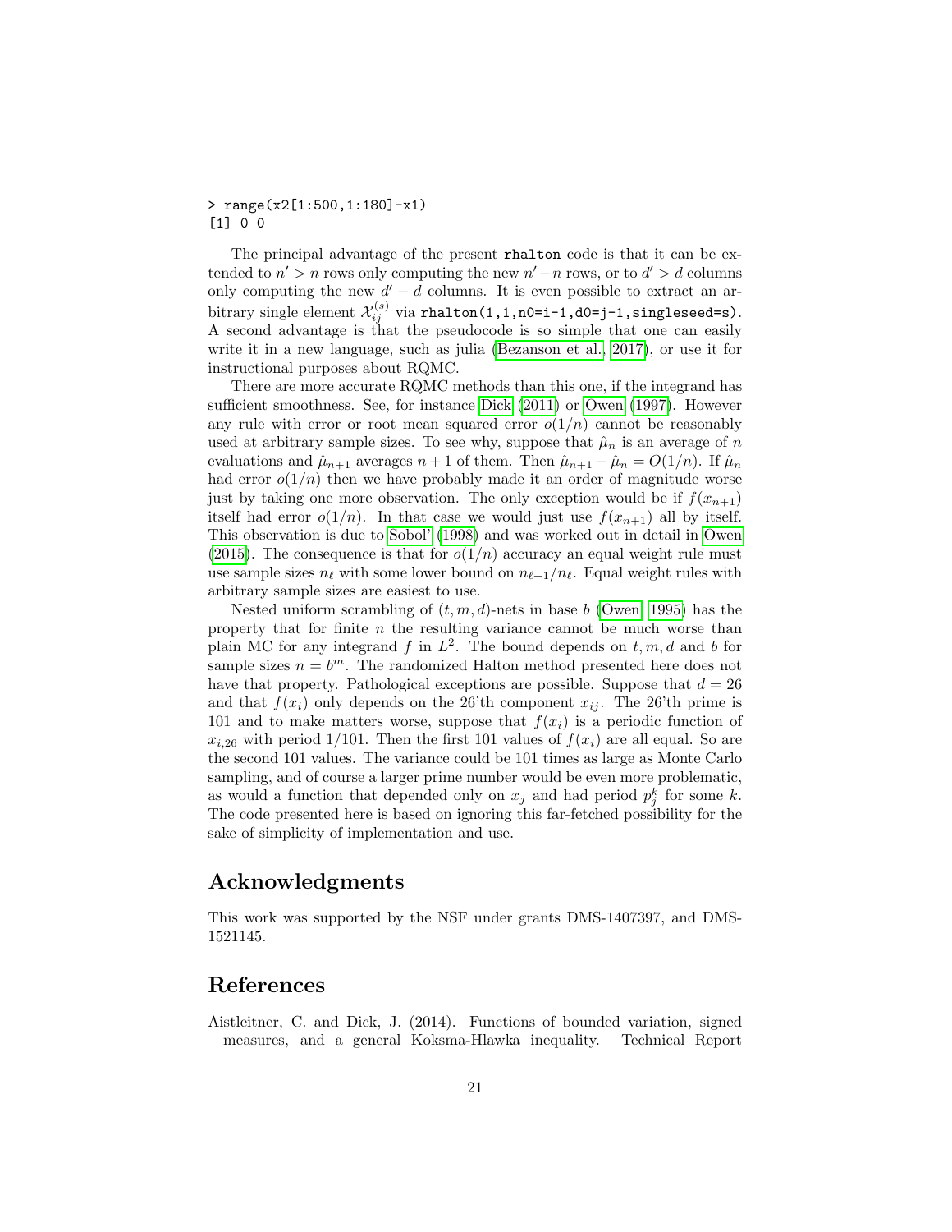```
> range(x2[1:500,1:180]-x1)
[1] 0 0
```

The principal advantage of the present `rhalton` code is that it can be extended to $n' > n$ rows only computing the new $n' - n$ rows, or to $d' > d$ columns only computing the new $d' - d$ columns. It is even possible to extract an arbitrary single element $\mathcal{X}_{ij}^{(s)}$ via `rhalton(1,1,n0=i-1,d0=j-1,singleseed=s)`. A second advantage is that the pseudocode is so simple that one can easily write it in a new language, such as julia (Bezanson et al., 2017), or use it for instructional purposes about RQMC.

There are more accurate RQMC methods than this one, if the integrand has sufficient smoothness. See, for instance Dick (2011) or Owen (1997). However any rule with error or root mean squared error $o(1/n)$ cannot be reasonably used at arbitrary sample sizes. To see why, suppose that $\hat{\mu}_n$ is an average of $n$ evaluations and $\hat{\mu}_{n+1}$ averages $n+1$ of them. Then $\hat{\mu}_{n+1} - \hat{\mu}_n = O(1/n)$. If $\hat{\mu}_n$ had error $o(1/n)$ then we have probably made it an order of magnitude worse just by taking one more observation. The only exception would be if $f(x_{n+1})$ itself had error $o(1/n)$. In that case we would just use $f(x_{n+1})$ all by itself. This observation is due to Sobol' (1998) and was worked out in detail in Owen (2015). The consequence is that for $o(1/n)$ accuracy an equal weight rule must use sample sizes $n_\ell$ with some lower bound on $n_{\ell+1}/n_\ell$. Equal weight rules with arbitrary sample sizes are easiest to use.

Nested uniform scrambling of $(t,m,d)$-nets in base $b$ (Owen, 1995) has the property that for finite $n$ the resulting variance cannot be much worse than plain MC for any integrand $f$ in $L^2$. The bound depends on $t, m, d$ and $b$ for sample sizes $n = b^m$. The randomized Halton method presented here does not have that property. Pathological exceptions are possible. Suppose that $d = 26$ and that $f(x_i)$ only depends on the 26'th component $x_{ij}$. The 26'th prime is 101 and to make matters worse, suppose that $f(x_i)$ is a periodic function of $x_{i,26}$ with period $1/101$. Then the first 101 values of $f(x_i)$ are all equal. So are the second 101 values. The variance could be 101 times as large as Monte Carlo sampling, and of course a larger prime number would be even more problematic, as would a function that depended only on $x_j$ and had period $p_j^k$ for some $k$. The code presented here is based on ignoring this far-fetched possibility for the sake of simplicity of implementation and use.

## Acknowledgments

This work was supported by the NSF under grants DMS-1407397, and DMS-1521145.

## References

Aistleitner, C. and Dick, J. (2014). Functions of bounded variation, signed measures, and a general Koksma-Hlawka inequality. Technical Report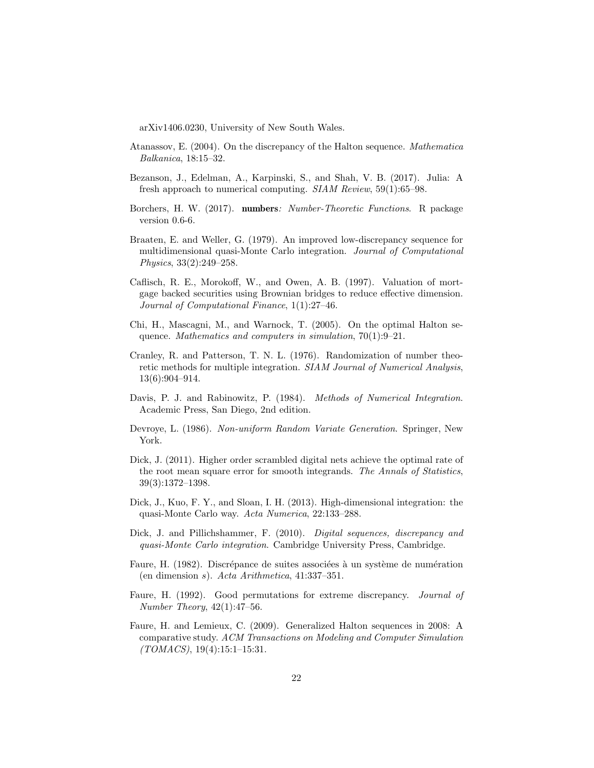arXiv1406.0230, University of New South Wales.

Atanassov, E. (2004). On the discrepancy of the Halton sequence. *Mathematica Balkanica*, 18:15–32.

Bezanson, J., Edelman, A., Karpinski, S., and Shah, V. B. (2017). Julia: A fresh approach to numerical computing. *SIAM Review*, 59(1):65–98.

Borchers, H. W. (2017). **numbers***: Number-Theoretic Functions*. R package version 0.6-6.

Braaten, E. and Weller, G. (1979). An improved low-discrepancy sequence for multidimensional quasi-Monte Carlo integration. *Journal of Computational Physics*, 33(2):249–258.

Caflisch, R. E., Morokoff, W., and Owen, A. B. (1997). Valuation of mortgage backed securities using Brownian bridges to reduce effective dimension. *Journal of Computational Finance*, 1(1):27–46.

Chi, H., Mascagni, M., and Warnock, T. (2005). On the optimal Halton sequence. *Mathematics and computers in simulation*, 70(1):9–21.

Cranley, R. and Patterson, T. N. L. (1976). Randomization of number theoretic methods for multiple integration. *SIAM Journal of Numerical Analysis*, 13(6):904–914.

Davis, P. J. and Rabinowitz, P. (1984). *Methods of Numerical Integration.* Academic Press, San Diego, 2nd edition.

Devroye, L. (1986). *Non-uniform Random Variate Generation*. Springer, New York.

Dick, J. (2011). Higher order scrambled digital nets achieve the optimal rate of the root mean square error for smooth integrands. *The Annals of Statistics*, 39(3):1372–1398.

Dick, J., Kuo, F. Y., and Sloan, I. H. (2013). High-dimensional integration: the quasi-Monte Carlo way. *Acta Numerica*, 22:133–288.

Dick, J. and Pillichshammer, F. (2010). *Digital sequences, discrepancy and quasi-Monte Carlo integration*. Cambridge University Press, Cambridge.

Faure, H. (1982). Discrépance de suites associées à un système de numération (en dimension $s$). *Acta Arithmetica*, 41:337–351.

Faure, H. (1992). Good permutations for extreme discrepancy. *Journal of Number Theory*, 42(1):47–56.

Faure, H. and Lemieux, C. (2009). Generalized Halton sequences in 2008: A comparative study. *ACM Transactions on Modeling and Computer Simulation (TOMACS)*, 19(4):15:1–15:31.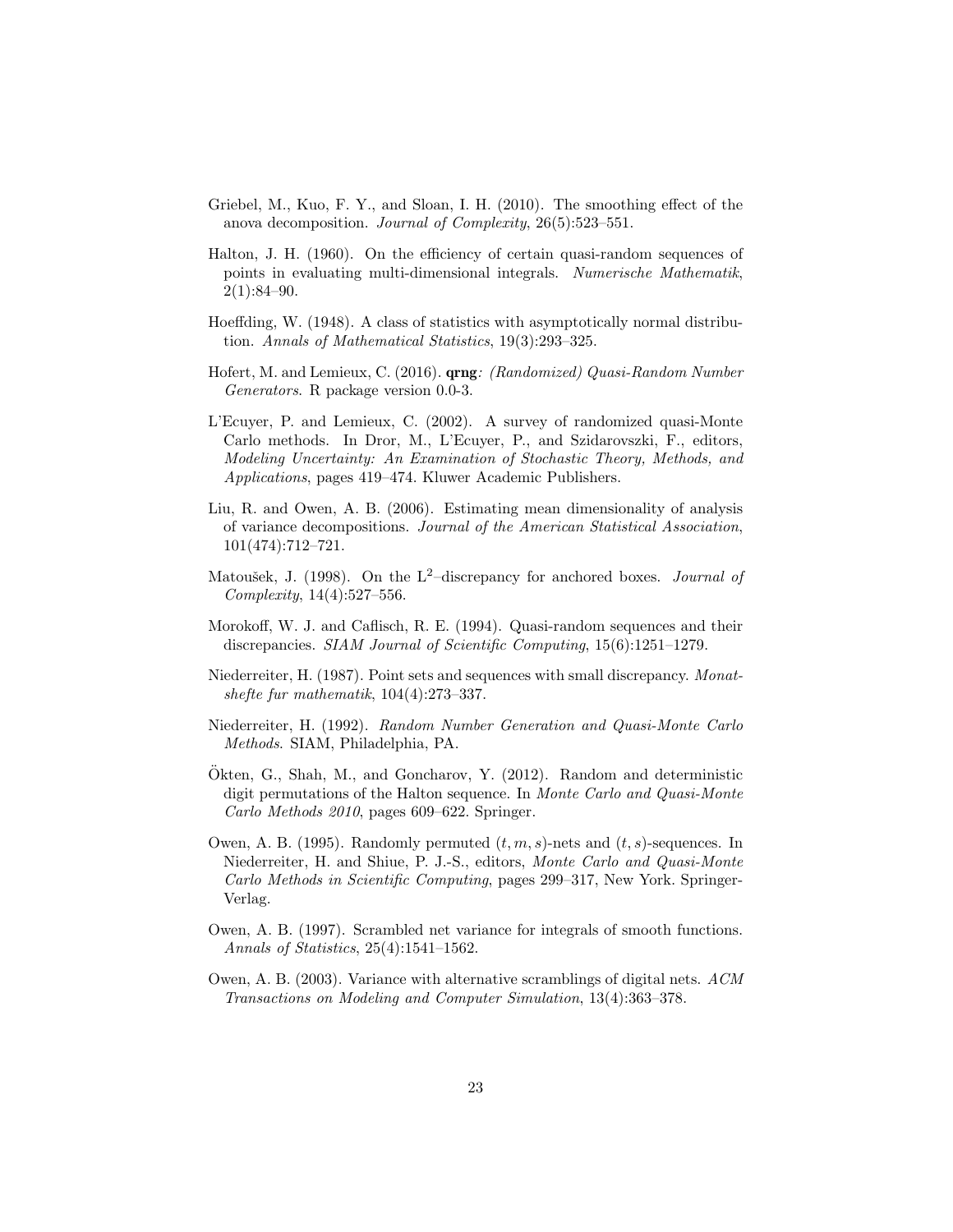Griebel, M., Kuo, F. Y., and Sloan, I. H. (2010). The smoothing effect of the anova decomposition. *Journal of Complexity*, 26(5):523–551.

Halton, J. H. (1960). On the efficiency of certain quasi-random sequences of points in evaluating multi-dimensional integrals. *Numerische Mathematik*, 2(1):84–90.

Hoeffding, W. (1948). A class of statistics with asymptotically normal distribution. *Annals of Mathematical Statistics*, 19(3):293–325.

Hofert, M. and Lemieux, C. (2016). **qrng***: (Randomized) Quasi-Random Number Generators*. R package version 0.0-3.

L'Ecuyer, P. and Lemieux, C. (2002). A survey of randomized quasi-Monte Carlo methods. In Dror, M., L'Ecuyer, P., and Szidarovszki, F., editors, *Modeling Uncertainty: An Examination of Stochastic Theory, Methods, and Applications*, pages 419–474. Kluwer Academic Publishers.

Liu, R. and Owen, A. B. (2006). Estimating mean dimensionality of analysis of variance decompositions. *Journal of the American Statistical Association*, 101(474):712–721.

Matoušek, J. (1998). On the $L^2$–discrepancy for anchored boxes. *Journal of Complexity*, 14(4):527–556.

Morokoff, W. J. and Caflisch, R. E. (1994). Quasi-random sequences and their discrepancies. *SIAM Journal of Scientific Computing*, 15(6):1251–1279.

Niederreiter, H. (1987). Point sets and sequences with small discrepancy. *Monatshefte fur mathematik*, 104(4):273–337.

Niederreiter, H. (1992). *Random Number Generation and Quasi-Monte Carlo Methods*. SIAM, Philadelphia, PA.

Ökten, G., Shah, M., and Goncharov, Y. (2012). Random and deterministic digit permutations of the Halton sequence. In *Monte Carlo and Quasi-Monte Carlo Methods 2010*, pages 609–622. Springer.

Owen, A. B. (1995). Randomly permuted $(t, m, s)$-nets and $(t, s)$-sequences. In Niederreiter, H. and Shiue, P. J.-S., editors, *Monte Carlo and Quasi-Monte Carlo Methods in Scientific Computing*, pages 299–317, New York. Springer-Verlag.

Owen, A. B. (1997). Scrambled net variance for integrals of smooth functions. *Annals of Statistics*, 25(4):1541–1562.

Owen, A. B. (2003). Variance with alternative scramblings of digital nets. *ACM Transactions on Modeling and Computer Simulation*, 13(4):363–378.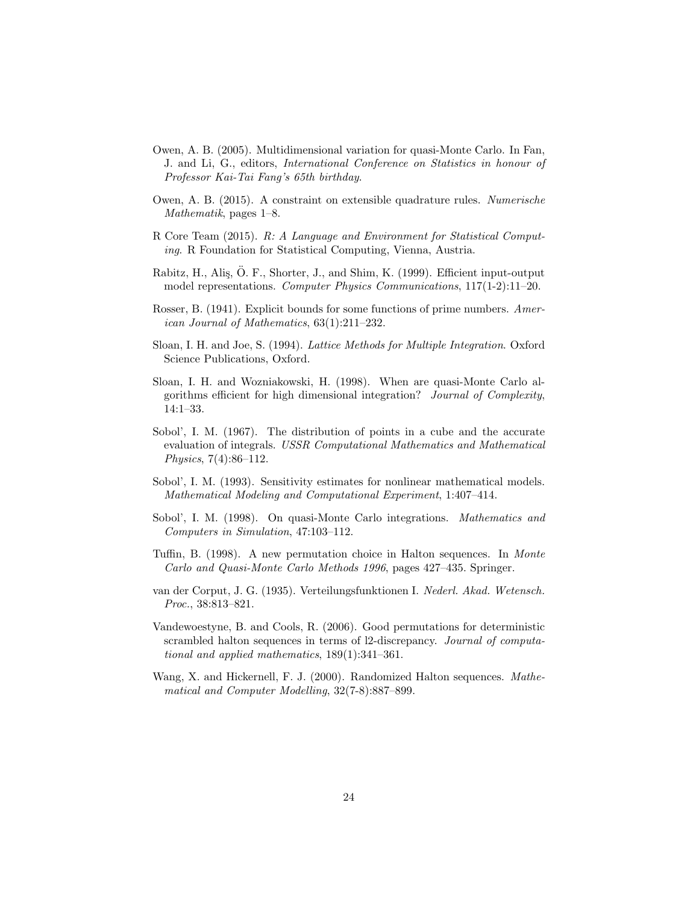Owen, A. B. (2005). Multidimensional variation for quasi-Monte Carlo. In Fan, J. and Li, G., editors, *International Conference on Statistics in honour of Professor Kai-Tai Fang's 65th birthday*.

Owen, A. B. (2015). A constraint on extensible quadrature rules. *Numerische Mathematik*, pages 1–8.

R Core Team (2015). *R: A Language and Environment for Statistical Computing*. R Foundation for Statistical Computing, Vienna, Austria.

Rabitz, H., Aliş, Ö. F., Shorter, J., and Shim, K. (1999). Efficient input-output model representations. *Computer Physics Communications*, 117(1-2):11–20.

Rosser, B. (1941). Explicit bounds for some functions of prime numbers. *American Journal of Mathematics*, 63(1):211–232.

Sloan, I. H. and Joe, S. (1994). *Lattice Methods for Multiple Integration*. Oxford Science Publications, Oxford.

Sloan, I. H. and Wozniakowski, H. (1998). When are quasi-Monte Carlo algorithms efficient for high dimensional integration? *Journal of Complexity*, 14:1–33.

Sobol', I. M. (1967). The distribution of points in a cube and the accurate evaluation of integrals. *USSR Computational Mathematics and Mathematical Physics*, 7(4):86–112.

Sobol', I. M. (1993). Sensitivity estimates for nonlinear mathematical models. *Mathematical Modeling and Computational Experiment*, 1:407–414.

Sobol', I. M. (1998). On quasi-Monte Carlo integrations. *Mathematics and Computers in Simulation*, 47:103–112.

Tuffin, B. (1998). A new permutation choice in Halton sequences. In *Monte Carlo and Quasi-Monte Carlo Methods 1996*, pages 427–435. Springer.

van der Corput, J. G. (1935). Verteilungsfunktionen I. *Nederl. Akad. Wetensch. Proc.*, 38:813–821.

Vandewoestyne, B. and Cools, R. (2006). Good permutations for deterministic scrambled halton sequences in terms of l2-discrepancy. *Journal of computational and applied mathematics*, 189(1):341–361.

Wang, X. and Hickernell, F. J. (2000). Randomized Halton sequences. *Mathematical and Computer Modelling*, 32(7-8):887–899.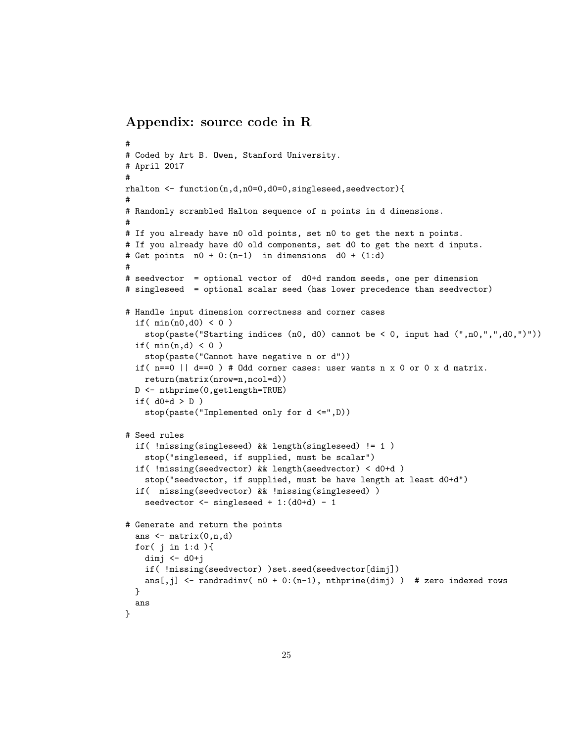## Appendix: source code in R

```
#
# Coded by Art B. Owen, Stanford University.
# April 2017
#
rhalton <- function(n,d,n0=0,d0=0,singleseed,seedvector){
#
# Randomly scrambled Halton sequence of n points in d dimensions.
#
# If you already have n0 old points, set n0 to get the next n points.
# If you already have d0 old components, set d0 to get the next d inputs.
# Get points  n0 + 0:(n-1)  in dimensions  d0 + (1:d)
#
# seedvector  = optional vector of  d0+d random seeds, one per dimension
# singleseed  = optional scalar seed (has lower precedence than seedvector)

# Handle input dimension correctness and corner cases
  if( min(n0,d0) < 0 )
    stop(paste("Starting indices (n0, d0) cannot be < 0, input had (",n0,",",d0,")"))
  if( min(n,d) < 0 )
    stop(paste("Cannot have negative n or d"))
  if( n==0 || d==0 ) # Odd corner cases: user wants n x 0 or 0 x d matrix.
    return(matrix(nrow=n,ncol=d))
  D <- nthprime(0,getlength=TRUE)
  if( d0+d > D )
    stop(paste("Implemented only for d <=",D))

# Seed rules
  if( !missing(singleseed) && length(singleseed) != 1 )
    stop("singleseed, if supplied, must be scalar")
  if( !missing(seedvector) && length(seedvector) < d0+d )
    stop("seedvector, if supplied, must be have length at least d0+d")
  if(  missing(seedvector) && !missing(singleseed) )
    seedvector <- singleseed + 1:(d0+d) - 1

# Generate and return the points
  ans <- matrix(0,n,d)
  for( j in 1:d ){
    dimj <- d0+j
    if( !missing(seedvector) )set.seed(seedvector[dimj])
    ans[,j] <- randradinv( n0 + 0:(n-1), nthprime(dimj) )  # zero indexed rows
  }
  ans
}
```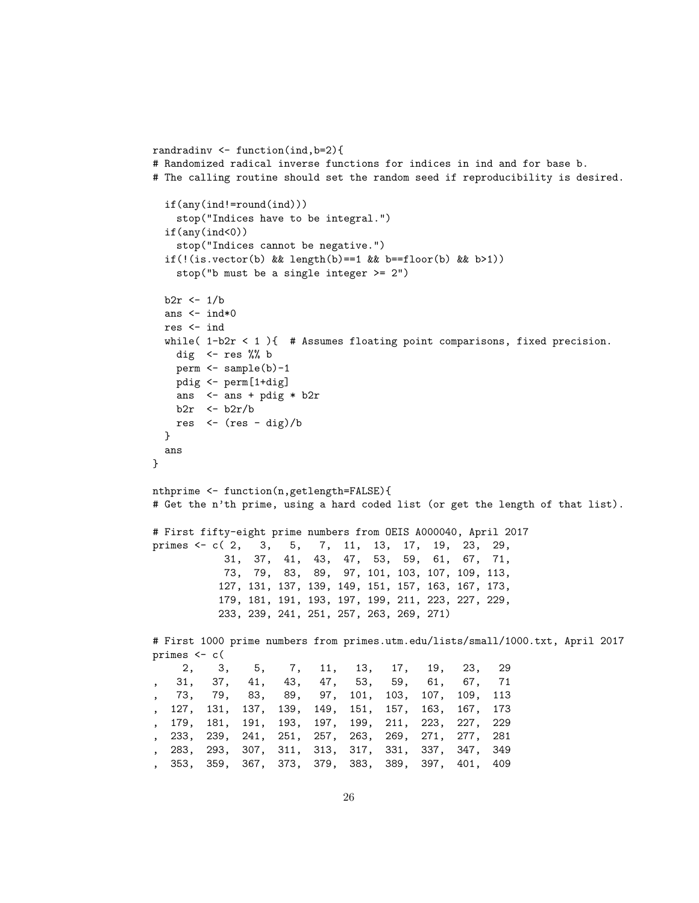```
randradinv <- function(ind,b=2){
# Randomized radical inverse functions for indices in ind and for base b.
# The calling routine should set the random seed if reproducibility is desired.

  if(any(ind!=round(ind)))
    stop("Indices have to be integral.")
  if(any(ind<0))
    stop("Indices cannot be negative.")
  if(!(is.vector(b) && length(b)==1 && b==floor(b) && b>1))
    stop("b must be a single integer >= 2")

  b2r <- 1/b
  ans <- ind*0
  res <- ind
  while( 1-b2r < 1 ){  # Assumes floating point comparisons, fixed precision.
    dig  <- res %% b
    perm <- sample(b)-1
    pdig <- perm[1+dig]
    ans  <- ans + pdig * b2r
    b2r  <- b2r/b
    res  <- (res - dig)/b
  }
  ans
}

nthprime <- function(n,getlength=FALSE){
# Get the n'th prime, using a hard coded list (or get the length of that list).

# First fifty-eight prime numbers from OEIS A000040, April 2017
primes <- c( 2,   3,   5,   7,  11,  13,  17,  19,  23,  29,
            31,  37,  41,  43,  47,  53,  59,  61,  67,  71,
            73,  79,  83,  89,  97, 101, 103, 107, 109, 113,
           127, 131, 137, 139, 149, 151, 157, 163, 167, 173,
           179, 181, 191, 193, 197, 199, 211, 223, 227, 229,
           233, 239, 241, 251, 257, 263, 269, 271)

# First 1000 prime numbers from primes.utm.edu/lists/small/1000.txt, April 2017
primes <- c(
     2,    3,    5,    7,   11,   13,   17,   19,   23,   29
,   31,   37,   41,   43,   47,   53,   59,   61,   67,   71
,   73,   79,   83,   89,   97,  101,  103,  107,  109,  113
,  127,  131,  137,  139,  149,  151,  157,  163,  167,  173
,  179,  181,  191,  193,  197,  199,  211,  223,  227,  229
,  233,  239,  241,  251,  257,  263,  269,  271,  277,  281
,  283,  293,  307,  311,  313,  317,  331,  337,  347,  349
,  353,  359,  367,  373,  379,  383,  389,  397,  401,  409
```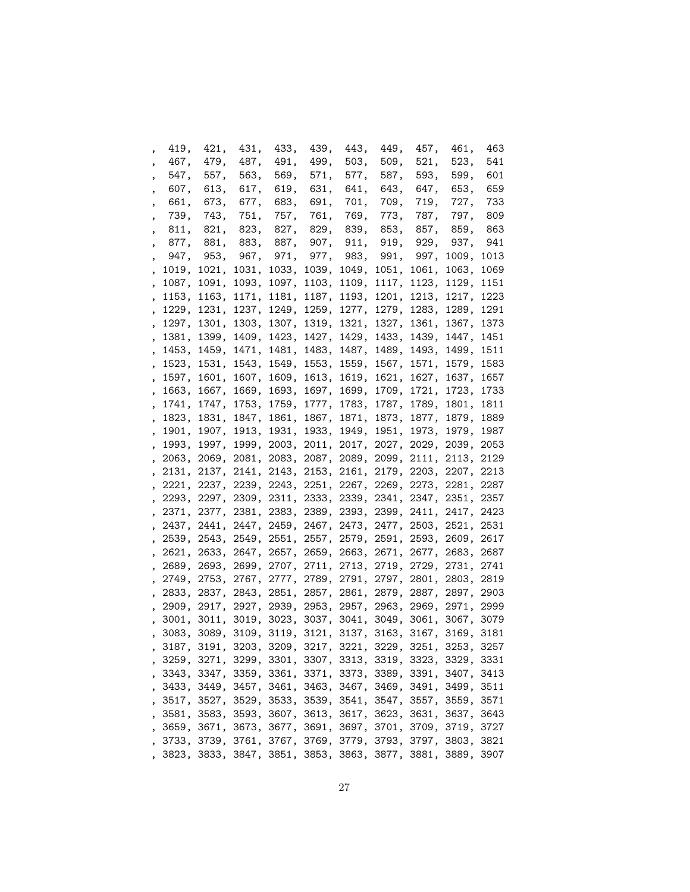```
, 419,  421,  431,  433,  439,  443,  449,  457,  461,  463
, 467,  479,  487,  491,  499,  503,  509,  521,  523,  541
, 547,  557,  563,  569,  571,  577,  587,  593,  599,  601
, 607,  613,  617,  619,  631,  641,  643,  647,  653,  659
, 661,  673,  677,  683,  691,  701,  709,  719,  727,  733
, 739,  743,  751,  757,  761,  769,  773,  787,  797,  809
, 811,  821,  823,  827,  829,  839,  853,  857,  859,  863
, 877,  881,  883,  887,  907,  911,  919,  929,  937,  941
, 947,  953,  967,  971,  977,  983,  991,  997, 1009, 1013
, 1019, 1021, 1031, 1033, 1039, 1049, 1051, 1061, 1063, 1069
, 1087, 1091, 1093, 1097, 1103, 1109, 1117, 1123, 1129, 1151
, 1153, 1163, 1171, 1181, 1187, 1193, 1201, 1213, 1217, 1223
, 1229, 1231, 1237, 1249, 1259, 1277, 1279, 1283, 1289, 1291
, 1297, 1301, 1303, 1307, 1319, 1321, 1327, 1361, 1367, 1373
, 1381, 1399, 1409, 1423, 1427, 1429, 1433, 1439, 1447, 1451
, 1453, 1459, 1471, 1481, 1483, 1487, 1489, 1493, 1499, 1511
, 1523, 1531, 1543, 1549, 1553, 1559, 1567, 1571, 1579, 1583
, 1597, 1601, 1607, 1609, 1613, 1619, 1621, 1627, 1637, 1657
, 1663, 1667, 1669, 1693, 1697, 1699, 1709, 1721, 1723, 1733
, 1741, 1747, 1753, 1759, 1777, 1783, 1787, 1789, 1801, 1811
, 1823, 1831, 1847, 1861, 1867, 1871, 1873, 1877, 1879, 1889
, 1901, 1907, 1913, 1931, 1933, 1949, 1951, 1973, 1979, 1987
, 1993, 1997, 1999, 2003, 2011, 2017, 2027, 2029, 2039, 2053
, 2063, 2069, 2081, 2083, 2087, 2089, 2099, 2111, 2113, 2129
, 2131, 2137, 2141, 2143, 2153, 2161, 2179, 2203, 2207, 2213
, 2221, 2237, 2239, 2243, 2251, 2267, 2269, 2273, 2281, 2287
, 2293, 2297, 2309, 2311, 2333, 2339, 2341, 2347, 2351, 2357
, 2371, 2377, 2381, 2383, 2389, 2393, 2399, 2411, 2417, 2423
, 2437, 2441, 2447, 2459, 2467, 2473, 2477, 2503, 2521, 2531
, 2539, 2543, 2549, 2551, 2557, 2579, 2591, 2593, 2609, 2617
, 2621, 2633, 2647, 2657, 2659, 2663, 2671, 2677, 2683, 2687
, 2689, 2693, 2699, 2707, 2711, 2713, 2719, 2729, 2731, 2741
, 2749, 2753, 2767, 2777, 2789, 2791, 2797, 2801, 2803, 2819
, 2833, 2837, 2843, 2851, 2857, 2861, 2879, 2887, 2897, 2903
, 2909, 2917, 2927, 2939, 2953, 2957, 2963, 2969, 2971, 2999
, 3001, 3011, 3019, 3023, 3037, 3041, 3049, 3061, 3067, 3079
, 3083, 3089, 3109, 3119, 3121, 3137, 3163, 3167, 3169, 3181
, 3187, 3191, 3203, 3209, 3217, 3221, 3229, 3251, 3253, 3257
, 3259, 3271, 3299, 3301, 3307, 3313, 3319, 3323, 3329, 3331
, 3343, 3347, 3359, 3361, 3371, 3373, 3389, 3391, 3407, 3413
, 3433, 3449, 3457, 3461, 3463, 3467, 3469, 3491, 3499, 3511
, 3517, 3527, 3529, 3533, 3539, 3541, 3547, 3557, 3559, 3571
, 3581, 3583, 3593, 3607, 3613, 3617, 3623, 3631, 3637, 3643
, 3659, 3671, 3673, 3677, 3691, 3697, 3701, 3709, 3719, 3727
, 3733, 3739, 3761, 3767, 3769, 3779, 3793, 3797, 3803, 3821
, 3823, 3833, 3847, 3851, 3853, 3863, 3877, 3881, 3889, 3907
```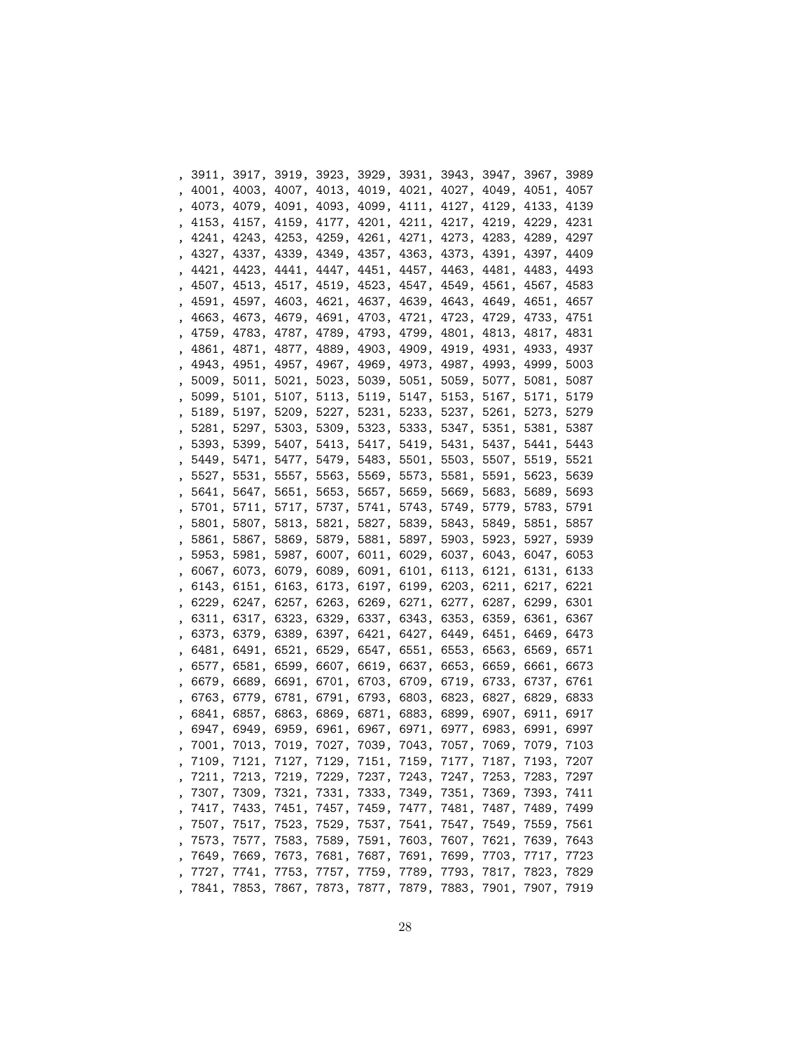, 3911, 3917, 3919, 3923, 3929, 3931, 3943, 3947, 3967, 3989
, 4001, 4003, 4007, 4013, 4019, 4021, 4027, 4049, 4051, 4057
, 4073, 4079, 4091, 4093, 4099, 4111, 4127, 4129, 4133, 4139
, 4153, 4157, 4159, 4177, 4201, 4211, 4217, 4219, 4229, 4231
, 4241, 4243, 4253, 4259, 4261, 4271, 4273, 4283, 4289, 4297
, 4327, 4337, 4339, 4349, 4357, 4363, 4373, 4391, 4397, 4409
, 4421, 4423, 4441, 4447, 4451, 4457, 4463, 4481, 4483, 4493
, 4507, 4513, 4517, 4519, 4523, 4547, 4549, 4561, 4567, 4583
, 4591, 4597, 4603, 4621, 4637, 4639, 4643, 4649, 4651, 4657
, 4663, 4673, 4679, 4691, 4703, 4721, 4723, 4729, 4733, 4751
, 4759, 4783, 4787, 4789, 4793, 4799, 4801, 4813, 4817, 4831
, 4861, 4871, 4877, 4889, 4903, 4909, 4919, 4931, 4933, 4937
, 4943, 4951, 4957, 4967, 4969, 4973, 4987, 4993, 4999, 5003
, 5009, 5011, 5021, 5023, 5039, 5051, 5059, 5077, 5081, 5087
, 5099, 5101, 5107, 5113, 5119, 5147, 5153, 5167, 5171, 5179
, 5189, 5197, 5209, 5227, 5231, 5233, 5237, 5261, 5273, 5279
, 5281, 5297, 5303, 5309, 5323, 5333, 5347, 5351, 5381, 5387
, 5393, 5399, 5407, 5413, 5417, 5419, 5431, 5437, 5441, 5443
, 5449, 5471, 5477, 5479, 5483, 5501, 5503, 5507, 5519, 5521
, 5527, 5531, 5557, 5563, 5569, 5573, 5581, 5591, 5623, 5639
, 5641, 5647, 5651, 5653, 5657, 5659, 5669, 5683, 5689, 5693
, 5701, 5711, 5717, 5737, 5741, 5743, 5749, 5779, 5783, 5791
, 5801, 5807, 5813, 5821, 5827, 5839, 5843, 5849, 5851, 5857
, 5861, 5867, 5869, 5879, 5881, 5897, 5903, 5923, 5927, 5939
, 5953, 5981, 5987, 6007, 6011, 6029, 6037, 6043, 6047, 6053
, 6067, 6073, 6079, 6089, 6091, 6101, 6113, 6121, 6131, 6133
, 6143, 6151, 6163, 6173, 6197, 6199, 6203, 6211, 6217, 6221
, 6229, 6247, 6257, 6263, 6269, 6271, 6277, 6287, 6299, 6301
, 6311, 6317, 6323, 6329, 6337, 6343, 6353, 6359, 6361, 6367
, 6373, 6379, 6389, 6397, 6421, 6427, 6449, 6451, 6469, 6473
, 6481, 6491, 6521, 6529, 6547, 6551, 6553, 6563, 6569, 6571
, 6577, 6581, 6599, 6607, 6619, 6637, 6653, 6659, 6661, 6673
, 6679, 6689, 6691, 6701, 6703, 6709, 6719, 6733, 6737, 6761
, 6763, 6779, 6781, 6791, 6793, 6803, 6823, 6827, 6829, 6833
, 6841, 6857, 6863, 6869, 6871, 6883, 6899, 6907, 6911, 6917
, 6947, 6949, 6959, 6961, 6967, 6971, 6977, 6983, 6991, 6997
, 7001, 7013, 7019, 7027, 7039, 7043, 7057, 7069, 7079, 7103
, 7109, 7121, 7127, 7129, 7151, 7159, 7177, 7187, 7193, 7207
, 7211, 7213, 7219, 7229, 7237, 7243, 7247, 7253, 7283, 7297
, 7307, 7309, 7321, 7331, 7333, 7349, 7351, 7369, 7393, 7411
, 7417, 7433, 7451, 7457, 7459, 7477, 7481, 7487, 7489, 7499
, 7507, 7517, 7523, 7529, 7537, 7541, 7547, 7549, 7559, 7561
, 7573, 7577, 7583, 7589, 7591, 7603, 7607, 7621, 7639, 7643
, 7649, 7669, 7673, 7681, 7687, 7691, 7699, 7703, 7717, 7723
, 7727, 7741, 7753, 7757, 7759, 7789, 7793, 7817, 7823, 7829
, 7841, 7853, 7867, 7873, 7877, 7879, 7883, 7901, 7907, 7919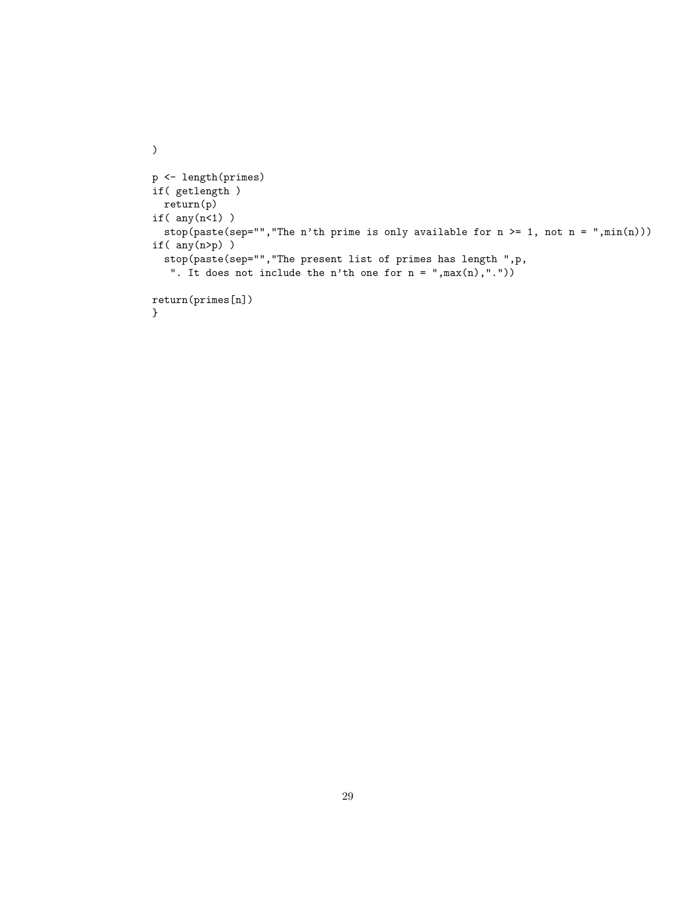```
)

p <- length(primes)
if( getlength )
  return(p)
if( any(n<1) )
  stop(paste(sep="","The n'th prime is only available for n >= 1, not n = ",min(n)))
if( any(n>p) )
  stop(paste(sep="","The present list of primes has length ",p,
   ". It does not include the n'th one for n = ",max(n),"."))

return(primes[n])
}
```